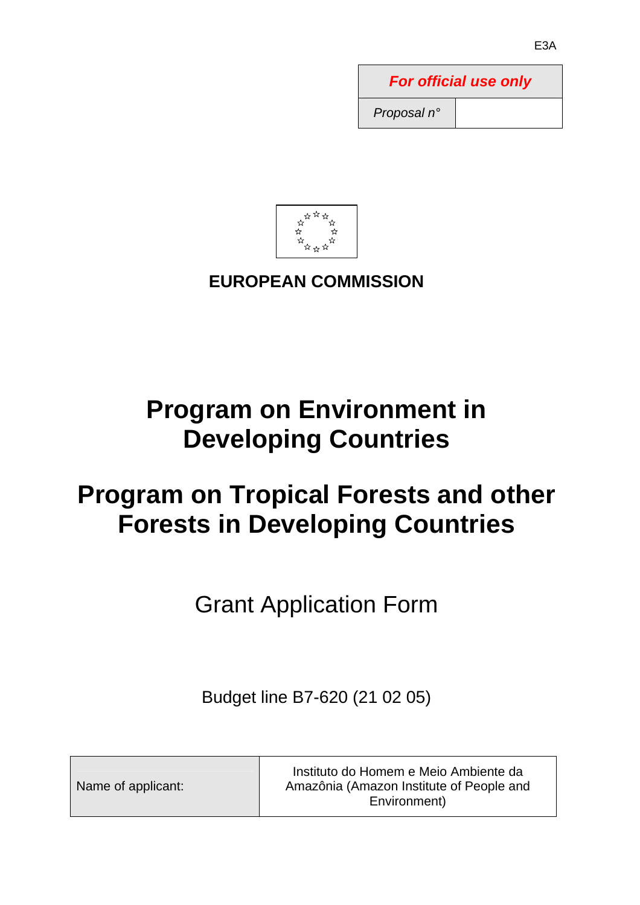E3A

| *For official use only* | |
|---|---|
| *Proposal n°* | |

**EUROPEAN COMMISSION**

# Program on Environment in Developing Countries

# Program on Tropical Forests and other Forests in Developing Countries

## Grant Application Form

Budget line B7-620 (21 02 05)

| Name of applicant: | Instituto do Homem e Meio Ambiente da Amazônia (Amazon Institute of People and Environment) |
|---|---|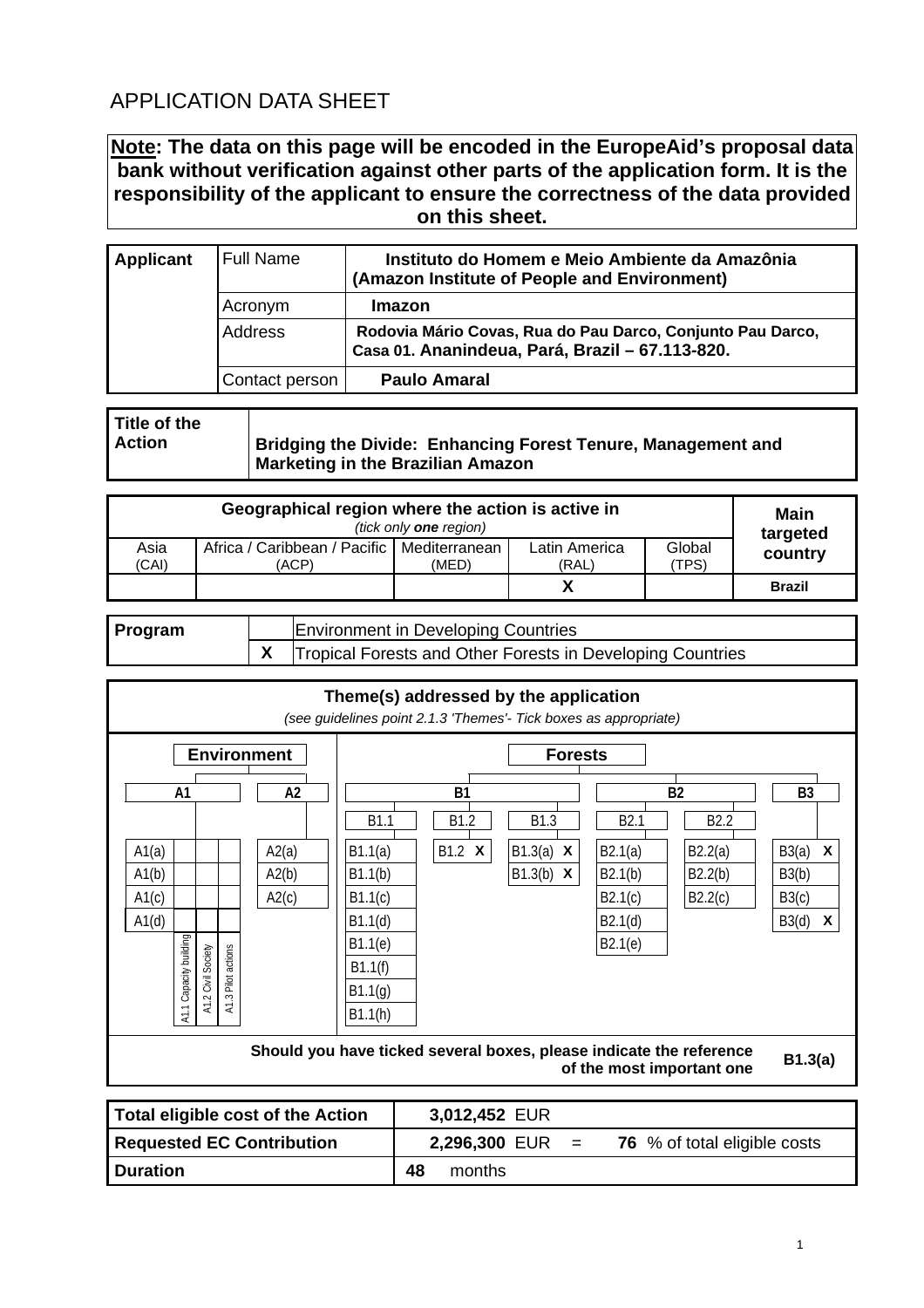# APPLICATION DATA SHEET

**Note: The data on this page will be encoded in the EuropeAid's proposal data bank without verification against other parts of the application form. It is the responsibility of the applicant to ensure the correctness of the data provided on this sheet.**

| **Applicant** | Full Name | **Instituto do Homem e Meio Ambiente da Amazônia (Amazon Institute of People and Environment)** |
|---|---|---|
| | Acronym | **Imazon** |
| | Address | **Rodovia Mário Covas, Rua do Pau Darco, Conjunto Pau Darco, Casa 01. Ananindeua, Pará, Brazil – 67.113-820.** |
| | Contact person | **Paulo Amaral** |

| **Title of the Action** | **Bridging the Divide: Enhancing Forest Tenure, Management and Marketing in the Brazilian Amazon** |
|---|---|

| **Geographical region where the action is active in** *(tick only **one** region)* | | | | | **Main targeted country** |
|---|---|---|---|---|---|
| Asia (CAI) | Africa / Caribbean / Pacific (ACP) | Mediterranean (MED) | Latin America (RAL) | Global (TPS) | |
| | | | X | | **Brazil** |

| **Program** | | |
|---|---|---|
| | | Environment in Developing Countries |
| | X | Tropical Forests and Other Forests in Developing Countries |

**Theme(s) addressed by the application**
*(see guidelines point 2.1.3 'Themes'- Tick boxes as appropriate)*

**Environment**

| A1 | A1.1 Capacity building | A1.2 Civil Society | A1.3 Pilot actions | A2 |
|---|---|---|---|---|
| A1(a) | | | | A2(a) |
| A1(b) | | | | A2(b) |
| A1(c) | | | | A2(c) |
| A1(d) | | | | |

**Forests**

| B1.1 | B1.2 | B1.3 | B2.1 | B2.2 | B3 |
|---|---|---|---|---|---|
| B1.1(a) | B1.2 X | B1.3(a) X | B2.1(a) | B2.2(a) | B3(a) X |
| B1.1(b) | | B1.3(b) X | B2.1(b) | B2.2(b) | B3(b) |
| B1.1(c) | | | B2.1(c) | B2.2(c) | B3(c) |
| B1.1(d) | | | B2.1(d) | | B3(d) X |
| B1.1(e) | | | B2.1(e) | | |
| B1.1(f) | | | | | |
| B1.1(g) | | | | | |
| B1.1(h) | | | | | |

**Should you have ticked several boxes, please indicate the reference of the most important one** **B1.3(a)**

| **Total eligible cost of the Action** | **3,012,452** EUR |
|---|---|
| **Requested EC Contribution** | **2,296,300** EUR = **76** % of total eligible costs |
| **Duration** | **48** months |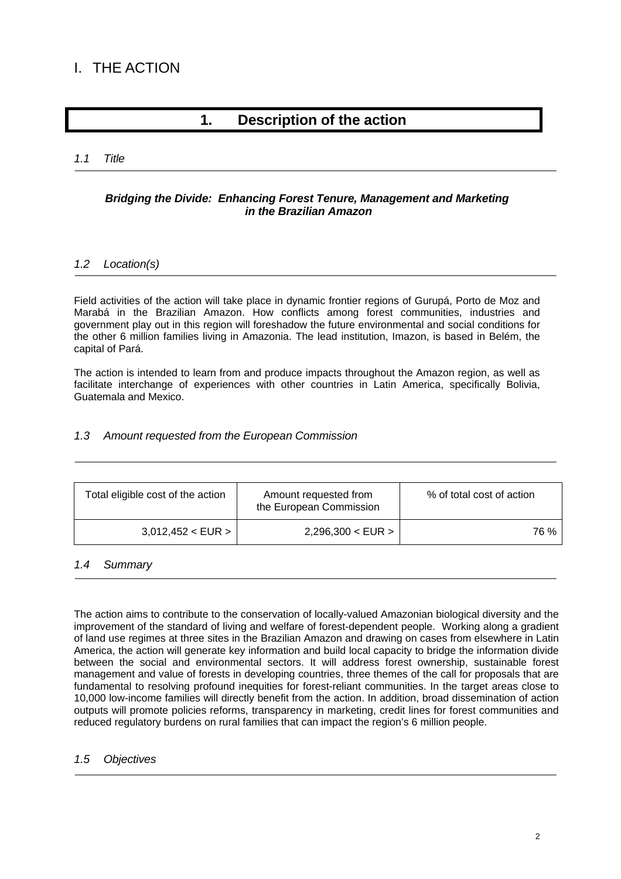# I. THE ACTION

## 1. Description of the action

### *1.1 Title*

***Bridging the Divide: Enhancing Forest Tenure, Management and Marketing in the Brazilian Amazon***

### *1.2 Location(s)*

Field activities of the action will take place in dynamic frontier regions of Gurupá, Porto de Moz and Marabá in the Brazilian Amazon. How conflicts among forest communities, industries and government play out in this region will foreshadow the future environmental and social conditions for the other 6 million families living in Amazonia. The lead institution, Imazon, is based in Belém, the capital of Pará.

The action is intended to learn from and produce impacts throughout the Amazon region, as well as facilitate interchange of experiences with other countries in Latin America, specifically Bolivia, Guatemala and Mexico.

### *1.3 Amount requested from the European Commission*

| Total eligible cost of the action | Amount requested from the European Commission | % of total cost of action |
|---|---|---|
| 3,012,452 < EUR > | 2,296,300 < EUR > | 76 % |

### *1.4 Summary*

The action aims to contribute to the conservation of locally-valued Amazonian biological diversity and the improvement of the standard of living and welfare of forest-dependent people. Working along a gradient of land use regimes at three sites in the Brazilian Amazon and drawing on cases from elsewhere in Latin America, the action will generate key information and build local capacity to bridge the information divide between the social and environmental sectors. It will address forest ownership, sustainable forest management and value of forests in developing countries, three themes of the call for proposals that are fundamental to resolving profound inequities for forest-reliant communities. In the target areas close to 10,000 low-income families will directly benefit from the action. In addition, broad dissemination of action outputs will promote policies reforms, transparency in marketing, credit lines for forest communities and reduced regulatory burdens on rural families that can impact the region's 6 million people.

### *1.5 Objectives*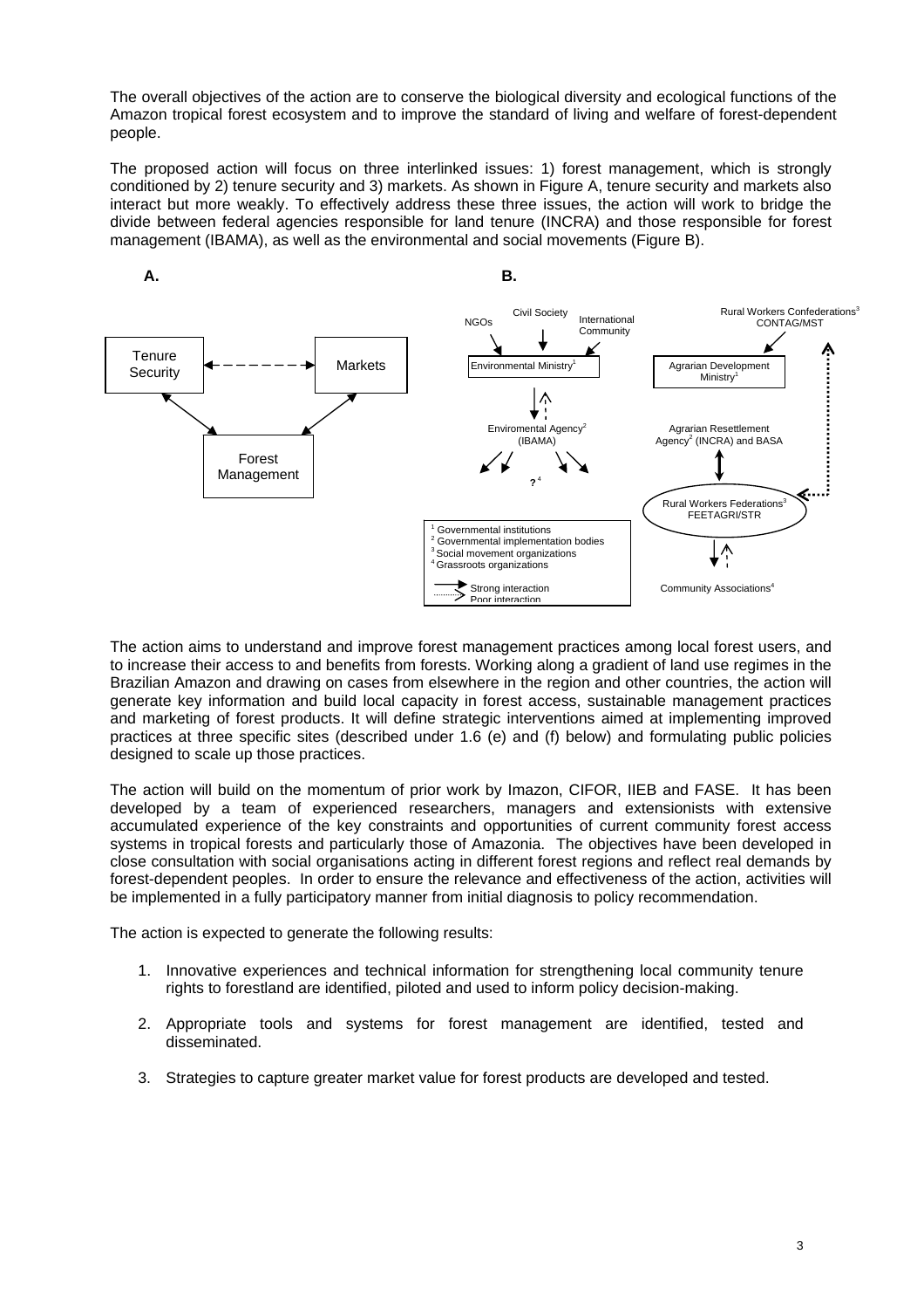The overall objectives of the action are to conserve the biological diversity and ecological functions of the Amazon tropical forest ecosystem and to improve the standard of living and welfare of forest-dependent people.

The proposed action will focus on three interlinked issues: 1) forest management, which is strongly conditioned by 2) tenure security and 3) markets. As shown in Figure A, tenure security and markets also interact but more weakly. To effectively address these three issues, the action will work to bridge the divide between federal agencies responsible for land tenure (INCRA) and those responsible for forest management (IBAMA), as well as the environmental and social movements (Figure B).

**A.**

Tenure Security ↔ Markets (weak interaction)
Tenure Security ↔ Forest Management
Markets ↔ Forest Management

**B.**

NGOs, Civil Society, International Community → Environmental Ministry[1]

Environmental Ministry[1] ↔ Enviromental Agency[2] (IBAMA) → ?[4]

Rural Workers Confederations[3] CONTAG/MST

Agrarian Development Ministry[1]

Agrarian Resettlement Agency[2] (INCRA) and BASA ↔ Rural Workers Federations[3] FEETAGRI/STR

Rural Workers Federations[3] FEETAGRI/STR ↔ Community Associations[4]

[1] Governmental institutions
[2] Governmental implementation bodies
[3] Social movement organizations
[4] Grassroots organizations

Strong interaction
Poor interaction

The action aims to understand and improve forest management practices among local forest users, and to increase their access to and benefits from forests. Working along a gradient of land use regimes in the Brazilian Amazon and drawing on cases from elsewhere in the region and other countries, the action will generate key information and build local capacity in forest access, sustainable management practices and marketing of forest products. It will define strategic interventions aimed at implementing improved practices at three specific sites (described under 1.6 (e) and (f) below) and formulating public policies designed to scale up those practices.

The action will build on the momentum of prior work by Imazon, CIFOR, IIEB and FASE. It has been developed by a team of experienced researchers, managers and extensionists with extensive accumulated experience of the key constraints and opportunities of current community forest access systems in tropical forests and particularly those of Amazonia. The objectives have been developed in close consultation with social organisations acting in different forest regions and reflect real demands by forest-dependent peoples. In order to ensure the relevance and effectiveness of the action, activities will be implemented in a fully participatory manner from initial diagnosis to policy recommendation.

The action is expected to generate the following results:

1. Innovative experiences and technical information for strengthening local community tenure rights to forestland are identified, piloted and used to inform policy decision-making.

2. Appropriate tools and systems for forest management are identified, tested and disseminated.

3. Strategies to capture greater market value for forest products are developed and tested.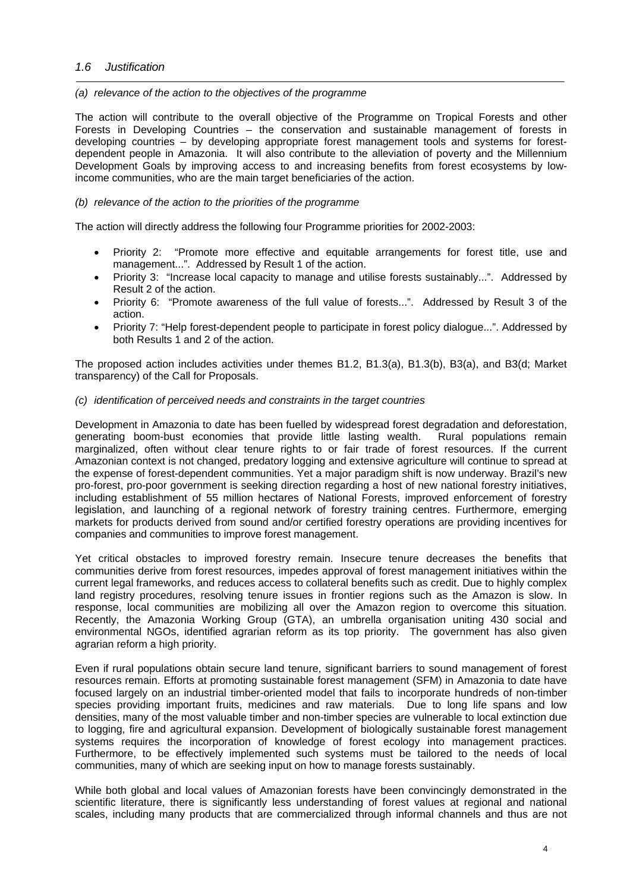### *1.6 Justification*

*(a) relevance of the action to the objectives of the programme*

The action will contribute to the overall objective of the Programme on Tropical Forests and other Forests in Developing Countries – the conservation and sustainable management of forests in developing countries – by developing appropriate forest management tools and systems for forest-dependent people in Amazonia. It will also contribute to the alleviation of poverty and the Millennium Development Goals by improving access to and increasing benefits from forest ecosystems by low-income communities, who are the main target beneficiaries of the action.

*(b) relevance of the action to the priorities of the programme*

The action will directly address the following four Programme priorities for 2002-2003:

- Priority 2: "Promote more effective and equitable arrangements for forest title, use and management...". Addressed by Result 1 of the action.
- Priority 3: "Increase local capacity to manage and utilise forests sustainably...". Addressed by Result 2 of the action.
- Priority 6: "Promote awareness of the full value of forests...". Addressed by Result 3 of the action.
- Priority 7: "Help forest-dependent people to participate in forest policy dialogue...". Addressed by both Results 1 and 2 of the action.

The proposed action includes activities under themes B1.2, B1.3(a), B1.3(b), B3(a), and B3(d; Market transparency) of the Call for Proposals.

*(c) identification of perceived needs and constraints in the target countries*

Development in Amazonia to date has been fuelled by widespread forest degradation and deforestation, generating boom-bust economies that provide little lasting wealth. Rural populations remain marginalized, often without clear tenure rights to or fair trade of forest resources. If the current Amazonian context is not changed, predatory logging and extensive agriculture will continue to spread at the expense of forest-dependent communities. Yet a major paradigm shift is now underway. Brazil's new pro-forest, pro-poor government is seeking direction regarding a host of new national forestry initiatives, including establishment of 55 million hectares of National Forests, improved enforcement of forestry legislation, and launching of a regional network of forestry training centres. Furthermore, emerging markets for products derived from sound and/or certified forestry operations are providing incentives for companies and communities to improve forest management.

Yet critical obstacles to improved forestry remain. Insecure tenure decreases the benefits that communities derive from forest resources, impedes approval of forest management initiatives within the current legal frameworks, and reduces access to collateral benefits such as credit. Due to highly complex land registry procedures, resolving tenure issues in frontier regions such as the Amazon is slow. In response, local communities are mobilizing all over the Amazon region to overcome this situation. Recently, the Amazonia Working Group (GTA), an umbrella organisation uniting 430 social and environmental NGOs, identified agrarian reform as its top priority. The government has also given agrarian reform a high priority.

Even if rural populations obtain secure land tenure, significant barriers to sound management of forest resources remain. Efforts at promoting sustainable forest management (SFM) in Amazonia to date have focused largely on an industrial timber-oriented model that fails to incorporate hundreds of non-timber species providing important fruits, medicines and raw materials. Due to long life spans and low densities, many of the most valuable timber and non-timber species are vulnerable to local extinction due to logging, fire and agricultural expansion. Development of biologically sustainable forest management systems requires the incorporation of knowledge of forest ecology into management practices. Furthermore, to be effectively implemented such systems must be tailored to the needs of local communities, many of which are seeking input on how to manage forests sustainably.

While both global and local values of Amazonian forests have been convincingly demonstrated in the scientific literature, there is significantly less understanding of forest values at regional and national scales, including many products that are commercialized through informal channels and thus are not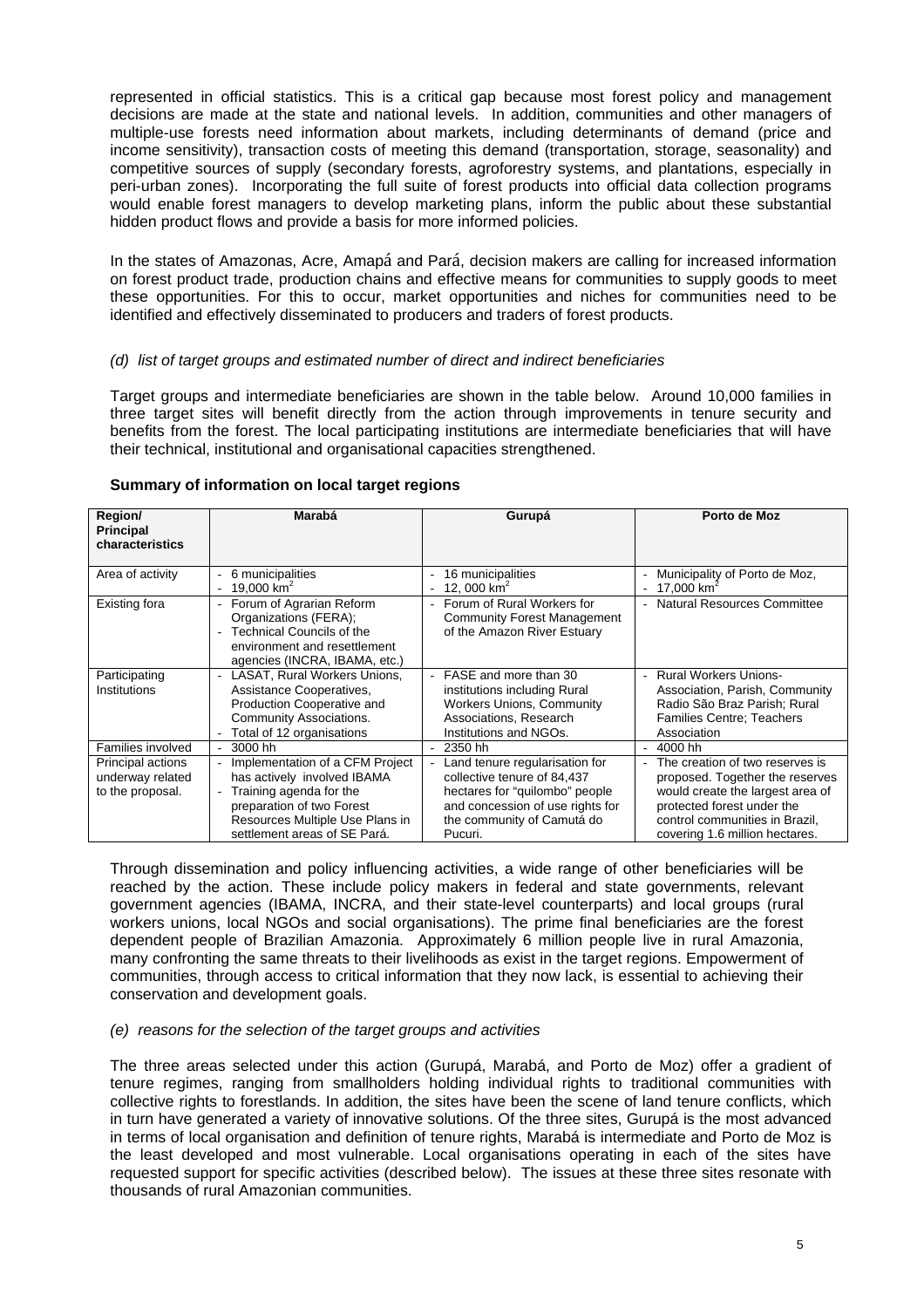represented in official statistics. This is a critical gap because most forest policy and management decisions are made at the state and national levels. In addition, communities and other managers of multiple-use forests need information about markets, including determinants of demand (price and income sensitivity), transaction costs of meeting this demand (transportation, storage, seasonality) and competitive sources of supply (secondary forests, agroforestry systems, and plantations, especially in peri-urban zones). Incorporating the full suite of forest products into official data collection programs would enable forest managers to develop marketing plans, inform the public about these substantial hidden product flows and provide a basis for more informed policies.

In the states of Amazonas, Acre, Amapá and Pará, decision makers are calling for increased information on forest product trade, production chains and effective means for communities to supply goods to meet these opportunities. For this to occur, market opportunities and niches for communities need to be identified and effectively disseminated to producers and traders of forest products.

*(d) list of target groups and estimated number of direct and indirect beneficiaries*

Target groups and intermediate beneficiaries are shown in the table below. Around 10,000 families in three target sites will benefit directly from the action through improvements in tenure security and benefits from the forest. The local participating institutions are intermediate beneficiaries that will have their technical, institutional and organisational capacities strengthened.

**Summary of information on local target regions**

| Region/ Principal characteristics | Marabá | Gurupá | Porto de Moz |
|---|---|---|---|
| Area of activity | - 6 municipalities<br>- 19,000 km$^2$ | - 16 municipalities<br>- 12, 000 km$^2$ | - Municipality of Porto de Moz,<br>- 17,000 km$^2$ |
| Existing fora | - Forum of Agrarian Reform Organizations (FERA);<br>- Technical Councils of the environment and resettlement agencies (INCRA, IBAMA, etc.) | - Forum of Rural Workers for Community Forest Management of the Amazon River Estuary | - Natural Resources Committee |
| Participating Institutions | - LASAT, Rural Workers Unions, Assistance Cooperatives, Production Cooperative and Community Associations.<br>- Total of 12 organisations | - FASE and more than 30 institutions including Rural Workers Unions, Community Associations, Research Institutions and NGOs. | - Rural Workers Unions-Association, Parish, Community Radio São Braz Parish; Rural Families Centre; Teachers Association |
| Families involved | - 3000 hh | - 2350 hh | - 4000 hh |
| Principal actions underway related to the proposal. | - Implementation of a CFM Project has actively involved IBAMA<br>- Training agenda for the preparation of two Forest Resources Multiple Use Plans in settlement areas of SE Pará. | - Land tenure regularisation for collective tenure of 84,437 hectares for "quilombo" people and concession of use rights for the community of Camutá do Pucuri. | - The creation of two reserves is proposed. Together the reserves would create the largest area of protected forest under the control communities in Brazil, covering 1.6 million hectares. |

Through dissemination and policy influencing activities, a wide range of other beneficiaries will be reached by the action. These include policy makers in federal and state governments, relevant government agencies (IBAMA, INCRA, and their state-level counterparts) and local groups (rural workers unions, local NGOs and social organisations). The prime final beneficiaries are the forest dependent people of Brazilian Amazonia. Approximately 6 million people live in rural Amazonia, many confronting the same threats to their livelihoods as exist in the target regions. Empowerment of communities, through access to critical information that they now lack, is essential to achieving their conservation and development goals.

*(e) reasons for the selection of the target groups and activities*

The three areas selected under this action (Gurupá, Marabá, and Porto de Moz) offer a gradient of tenure regimes, ranging from smallholders holding individual rights to traditional communities with collective rights to forestlands. In addition, the sites have been the scene of land tenure conflicts, which in turn have generated a variety of innovative solutions. Of the three sites, Gurupá is the most advanced in terms of local organisation and definition of tenure rights, Marabá is intermediate and Porto de Moz is the least developed and most vulnerable. Local organisations operating in each of the sites have requested support for specific activities (described below). The issues at these three sites resonate with thousands of rural Amazonian communities.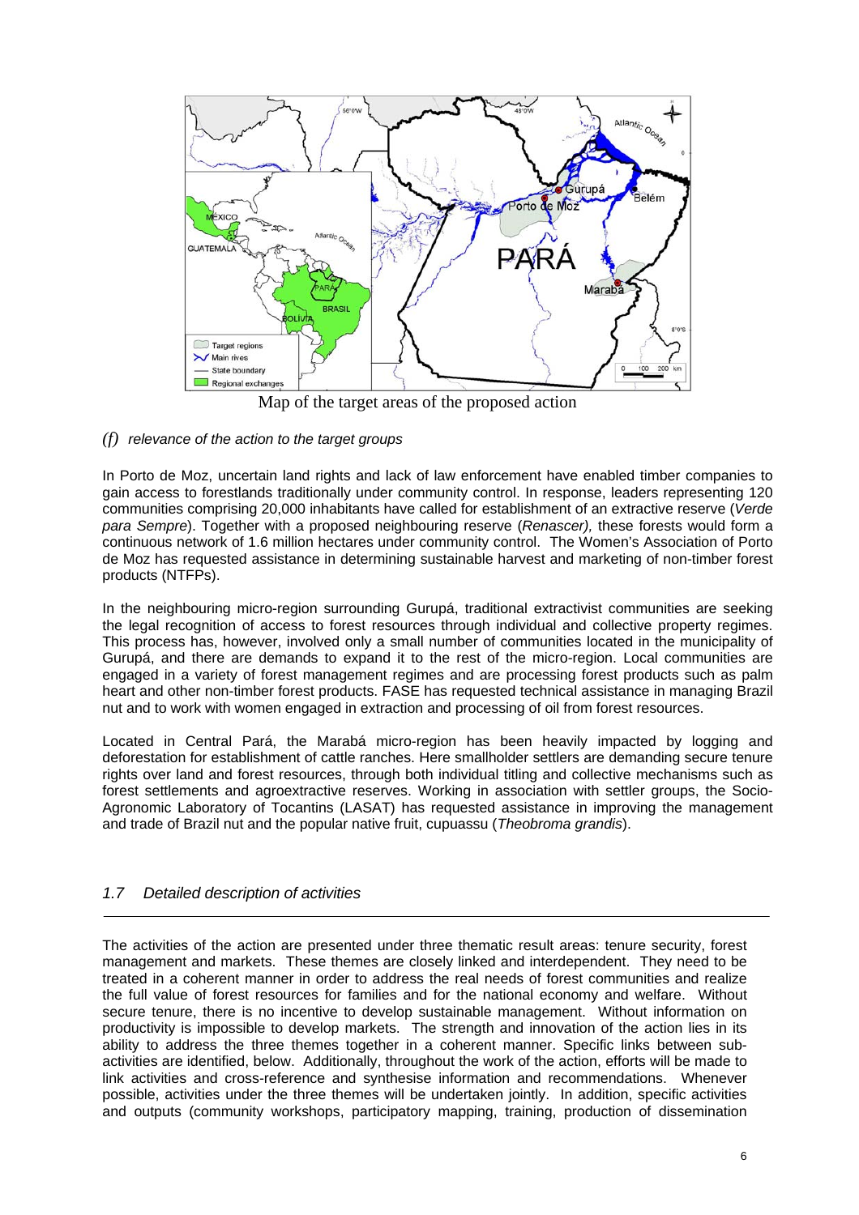Map of the target areas of the proposed action

*(f) relevance of the action to the target groups*

In Porto de Moz, uncertain land rights and lack of law enforcement have enabled timber companies to gain access to forestlands traditionally under community control. In response, leaders representing 120 communities comprising 20,000 inhabitants have called for establishment of an extractive reserve (*Verde para Sempre*). Together with a proposed neighbouring reserve (*Renascer),* these forests would form a continuous network of 1.6 million hectares under community control. The Women's Association of Porto de Moz has requested assistance in determining sustainable harvest and marketing of non-timber forest products (NTFPs).

In the neighbouring micro-region surrounding Gurupá, traditional extractivist communities are seeking the legal recognition of access to forest resources through individual and collective property regimes. This process has, however, involved only a small number of communities located in the municipality of Gurupá, and there are demands to expand it to the rest of the micro-region. Local communities are engaged in a variety of forest management regimes and are processing forest products such as palm heart and other non-timber forest products. FASE has requested technical assistance in managing Brazil nut and to work with women engaged in extraction and processing of oil from forest resources.

Located in Central Pará, the Marabá micro-region has been heavily impacted by logging and deforestation for establishment of cattle ranches. Here smallholder settlers are demanding secure tenure rights over land and forest resources, through both individual titling and collective mechanisms such as forest settlements and agroextractive reserves. Working in association with settler groups, the Socio-Agronomic Laboratory of Tocantins (LASAT) has requested assistance in improving the management and trade of Brazil nut and the popular native fruit, cupuassu (*Theobroma grandis*).

## *1.7 Detailed description of activities*

The activities of the action are presented under three thematic result areas: tenure security, forest management and markets. These themes are closely linked and interdependent. They need to be treated in a coherent manner in order to address the real needs of forest communities and realize the full value of forest resources for families and for the national economy and welfare. Without secure tenure, there is no incentive to develop sustainable management. Without information on productivity is impossible to develop markets. The strength and innovation of the action lies in its ability to address the three themes together in a coherent manner. Specific links between sub-activities are identified, below. Additionally, throughout the work of the action, efforts will be made to link activities and cross-reference and synthesise information and recommendations. Whenever possible, activities under the three themes will be undertaken jointly. In addition, specific activities and outputs (community workshops, participatory mapping, training, production of dissemination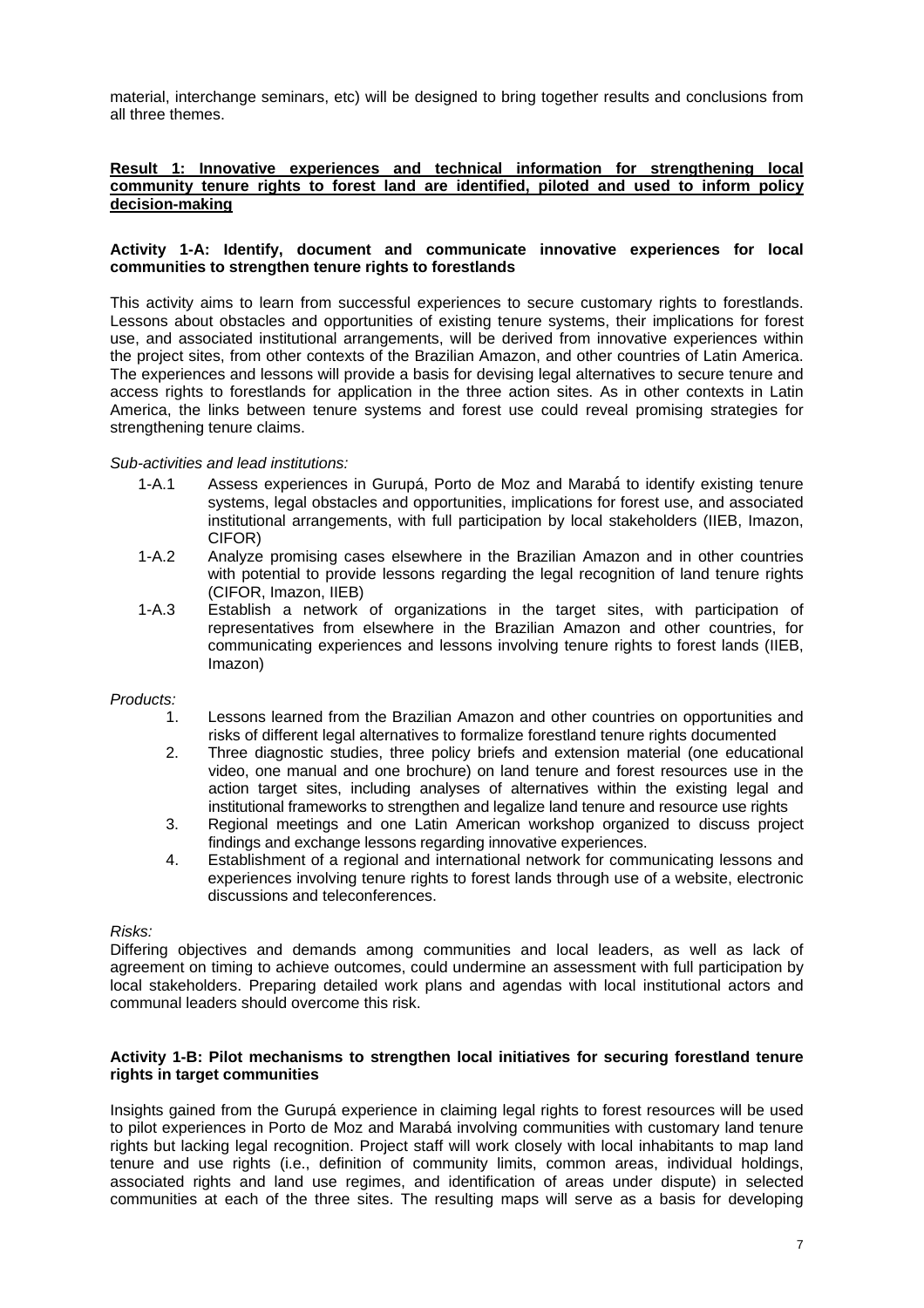material, interchange seminars, etc) will be designed to bring together results and conclusions from all three themes.

**Result 1: Innovative experiences and technical information for strengthening local community tenure rights to forest land are identified, piloted and used to inform policy decision-making**

**Activity 1-A: Identify, document and communicate innovative experiences for local communities to strengthen tenure rights to forestlands**

This activity aims to learn from successful experiences to secure customary rights to forestlands. Lessons about obstacles and opportunities of existing tenure systems, their implications for forest use, and associated institutional arrangements, will be derived from innovative experiences within the project sites, from other contexts of the Brazilian Amazon, and other countries of Latin America. The experiences and lessons will provide a basis for devising legal alternatives to secure tenure and access rights to forestlands for application in the three action sites. As in other contexts in Latin America, the links between tenure systems and forest use could reveal promising strategies for strengthening tenure claims.

*Sub-activities and lead institutions:*

- 1-A.1 Assess experiences in Gurupá, Porto de Moz and Marabá to identify existing tenure systems, legal obstacles and opportunities, implications for forest use, and associated institutional arrangements, with full participation by local stakeholders (IIEB, Imazon, CIFOR)
- 1-A.2 Analyze promising cases elsewhere in the Brazilian Amazon and in other countries with potential to provide lessons regarding the legal recognition of land tenure rights (CIFOR, Imazon, IIEB)
- 1-A.3 Establish a network of organizations in the target sites, with participation of representatives from elsewhere in the Brazilian Amazon and other countries, for communicating experiences and lessons involving tenure rights to forest lands (IIEB, Imazon)

*Products:*

1. Lessons learned from the Brazilian Amazon and other countries on opportunities and risks of different legal alternatives to formalize forestland tenure rights documented
2. Three diagnostic studies, three policy briefs and extension material (one educational video, one manual and one brochure) on land tenure and forest resources use in the action target sites, including analyses of alternatives within the existing legal and institutional frameworks to strengthen and legalize land tenure and resource use rights
3. Regional meetings and one Latin American workshop organized to discuss project findings and exchange lessons regarding innovative experiences.
4. Establishment of a regional and international network for communicating lessons and experiences involving tenure rights to forest lands through use of a website, electronic discussions and teleconferences.

*Risks:*

Differing objectives and demands among communities and local leaders, as well as lack of agreement on timing to achieve outcomes, could undermine an assessment with full participation by local stakeholders. Preparing detailed work plans and agendas with local institutional actors and communal leaders should overcome this risk.

**Activity 1-B: Pilot mechanisms to strengthen local initiatives for securing forestland tenure rights in target communities**

Insights gained from the Gurupá experience in claiming legal rights to forest resources will be used to pilot experiences in Porto de Moz and Marabá involving communities with customary land tenure rights but lacking legal recognition. Project staff will work closely with local inhabitants to map land tenure and use rights (i.e., definition of community limits, common areas, individual holdings, associated rights and land use regimes, and identification of areas under dispute) in selected communities at each of the three sites. The resulting maps will serve as a basis for developing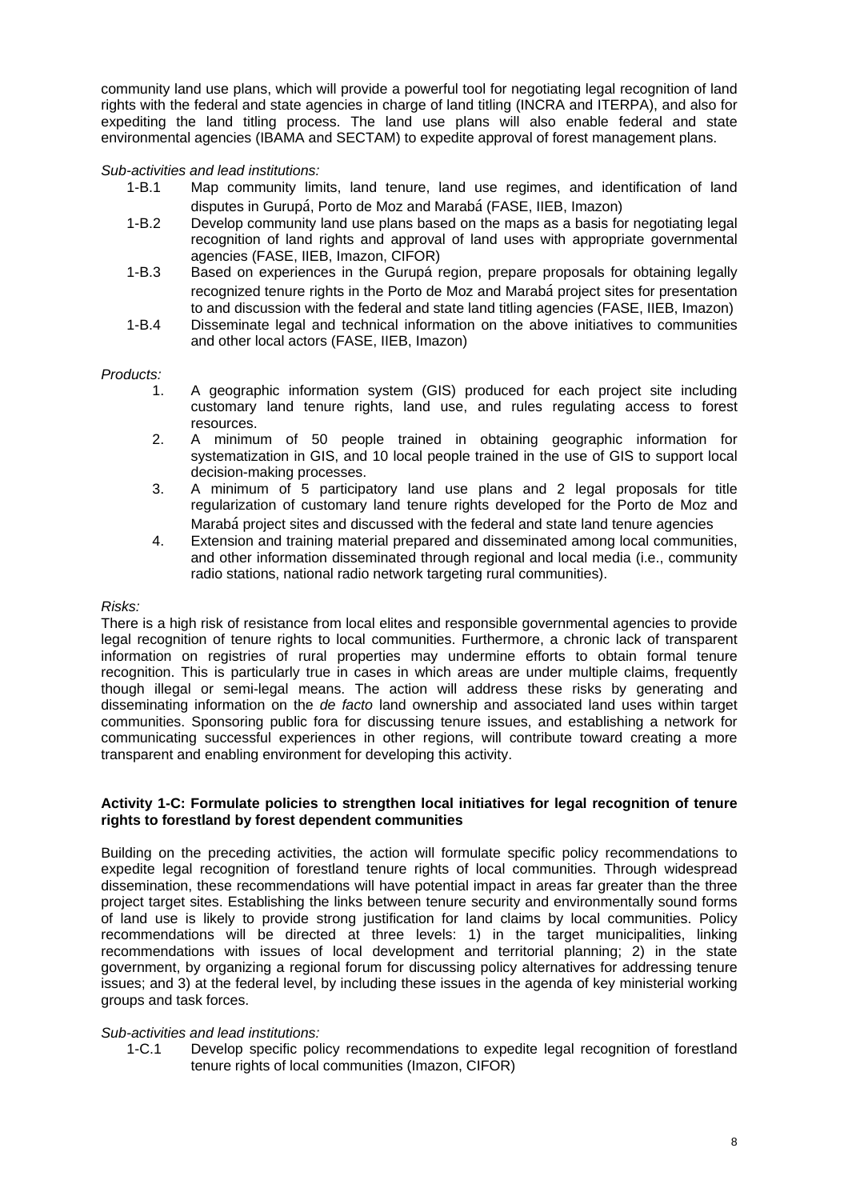community land use plans, which will provide a powerful tool for negotiating legal recognition of land rights with the federal and state agencies in charge of land titling (INCRA and ITERPA), and also for expediting the land titling process. The land use plans will also enable federal and state environmental agencies (IBAMA and SECTAM) to expedite approval of forest management plans.

*Sub-activities and lead institutions:*

- 1-B.1 Map community limits, land tenure, land use regimes, and identification of land disputes in Gurupá, Porto de Moz and Marabá (FASE, IIEB, Imazon)
- 1-B.2 Develop community land use plans based on the maps as a basis for negotiating legal recognition of land rights and approval of land uses with appropriate governmental agencies (FASE, IIEB, Imazon, CIFOR)
- 1-B.3 Based on experiences in the Gurupá region, prepare proposals for obtaining legally recognized tenure rights in the Porto de Moz and Marabá project sites for presentation to and discussion with the federal and state land titling agencies (FASE, IIEB, Imazon)
- 1-B.4 Disseminate legal and technical information on the above initiatives to communities and other local actors (FASE, IIEB, Imazon)

*Products:*

1. A geographic information system (GIS) produced for each project site including customary land tenure rights, land use, and rules regulating access to forest resources.
2. A minimum of 50 people trained in obtaining geographic information for systematization in GIS, and 10 local people trained in the use of GIS to support local decision-making processes.
3. A minimum of 5 participatory land use plans and 2 legal proposals for title regularization of customary land tenure rights developed for the Porto de Moz and Marabá project sites and discussed with the federal and state land tenure agencies
4. Extension and training material prepared and disseminated among local communities, and other information disseminated through regional and local media (i.e., community radio stations, national radio network targeting rural communities).

*Risks:*

There is a high risk of resistance from local elites and responsible governmental agencies to provide legal recognition of tenure rights to local communities. Furthermore, a chronic lack of transparent information on registries of rural properties may undermine efforts to obtain formal tenure recognition. This is particularly true in cases in which areas are under multiple claims, frequently though illegal or semi-legal means. The action will address these risks by generating and disseminating information on the *de facto* land ownership and associated land uses within target communities. Sponsoring public fora for discussing tenure issues, and establishing a network for communicating successful experiences in other regions, will contribute toward creating a more transparent and enabling environment for developing this activity.

**Activity 1-C: Formulate policies to strengthen local initiatives for legal recognition of tenure rights to forestland by forest dependent communities**

Building on the preceding activities, the action will formulate specific policy recommendations to expedite legal recognition of forestland tenure rights of local communities. Through widespread dissemination, these recommendations will have potential impact in areas far greater than the three project target sites. Establishing the links between tenure security and environmentally sound forms of land use is likely to provide strong justification for land claims by local communities. Policy recommendations will be directed at three levels: 1) in the target municipalities, linking recommendations with issues of local development and territorial planning; 2) in the state government, by organizing a regional forum for discussing policy alternatives for addressing tenure issues; and 3) at the federal level, by including these issues in the agenda of key ministerial working groups and task forces.

*Sub-activities and lead institutions:*

- 1-C.1 Develop specific policy recommendations to expedite legal recognition of forestland tenure rights of local communities (Imazon, CIFOR)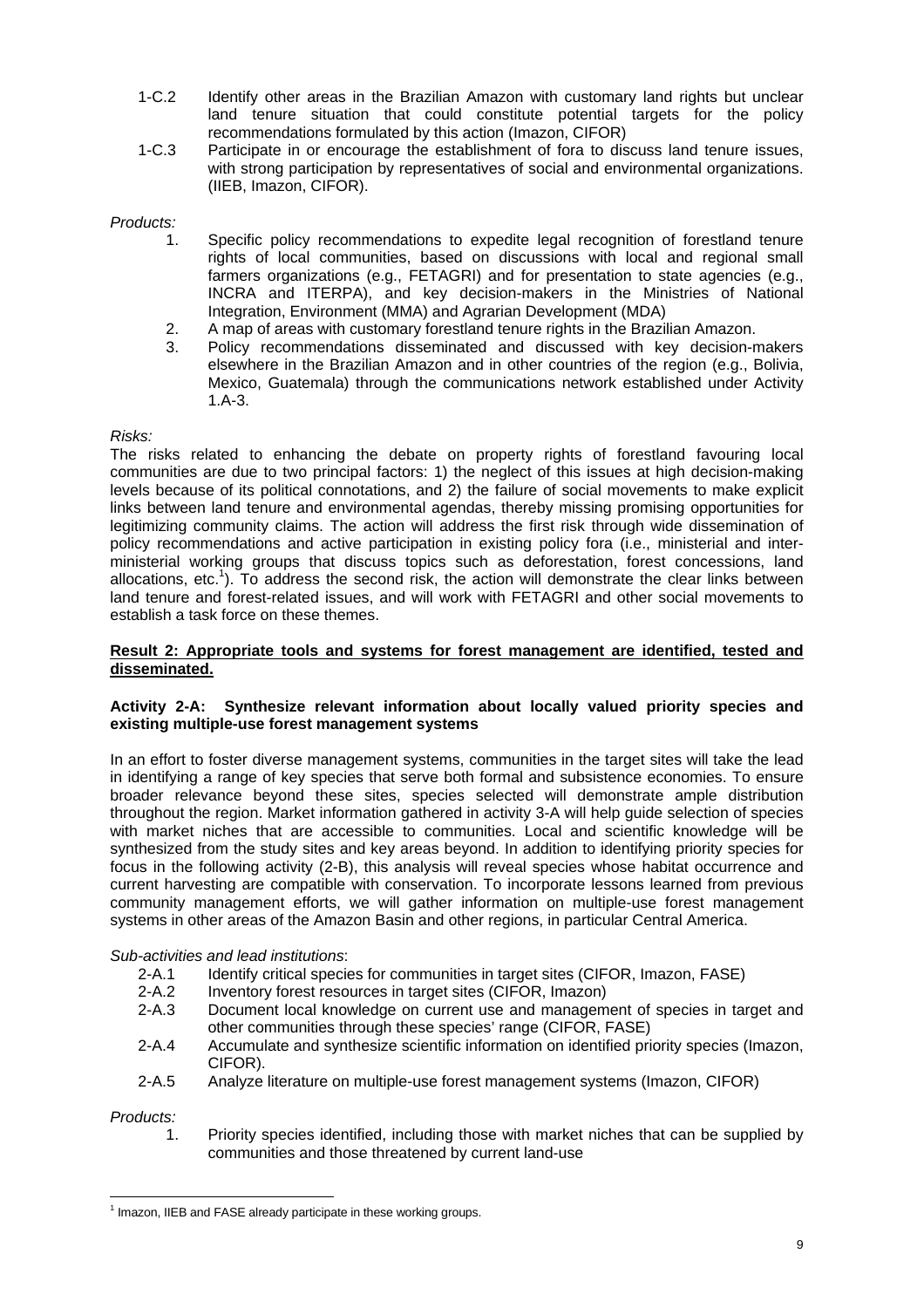1-C.2 Identify other areas in the Brazilian Amazon with customary land rights but unclear land tenure situation that could constitute potential targets for the policy recommendations formulated by this action (Imazon, CIFOR)

1-C.3 Participate in or encourage the establishment of fora to discuss land tenure issues, with strong participation by representatives of social and environmental organizations. (IIEB, Imazon, CIFOR).

*Products:*

1. Specific policy recommendations to expedite legal recognition of forestland tenure rights of local communities, based on discussions with local and regional small farmers organizations (e.g., FETAGRI) and for presentation to state agencies (e.g., INCRA and ITERPA), and key decision-makers in the Ministries of National Integration, Environment (MMA) and Agrarian Development (MDA)
2. A map of areas with customary forestland tenure rights in the Brazilian Amazon.
3. Policy recommendations disseminated and discussed with key decision-makers elsewhere in the Brazilian Amazon and in other countries of the region (e.g., Bolivia, Mexico, Guatemala) through the communications network established under Activity 1.A-3.

*Risks:*

The risks related to enhancing the debate on property rights of forestland favouring local communities are due to two principal factors: 1) the neglect of this issues at high decision-making levels because of its political connotations, and 2) the failure of social movements to make explicit links between land tenure and environmental agendas, thereby missing promising opportunities for legitimizing community claims. The action will address the first risk through wide dissemination of policy recommendations and active participation in existing policy fora (i.e., ministerial and inter-ministerial working groups that discuss topics such as deforestation, forest concessions, land allocations, etc.[1]). To address the second risk, the action will demonstrate the clear links between land tenure and forest-related issues, and will work with FETAGRI and other social movements to establish a task force on these themes.

**Result 2: Appropriate tools and systems for forest management are identified, tested and disseminated.**

**Activity 2-A: Synthesize relevant information about locally valued priority species and existing multiple-use forest management systems**

In an effort to foster diverse management systems, communities in the target sites will take the lead in identifying a range of key species that serve both formal and subsistence economies. To ensure broader relevance beyond these sites, species selected will demonstrate ample distribution throughout the region. Market information gathered in activity 3-A will help guide selection of species with market niches that are accessible to communities. Local and scientific knowledge will be synthesized from the study sites and key areas beyond. In addition to identifying priority species for focus in the following activity (2-B), this analysis will reveal species whose habitat occurrence and current harvesting are compatible with conservation. To incorporate lessons learned from previous community management efforts, we will gather information on multiple-use forest management systems in other areas of the Amazon Basin and other regions, in particular Central America.

*Sub-activities and lead institutions*:

2-A.1 Identify critical species for communities in target sites (CIFOR, Imazon, FASE)

2-A.2 Inventory forest resources in target sites (CIFOR, Imazon)

2-A.3 Document local knowledge on current use and management of species in target and other communities through these species' range (CIFOR, FASE)

2-A.4 Accumulate and synthesize scientific information on identified priority species (Imazon, CIFOR).

2-A.5 Analyze literature on multiple-use forest management systems (Imazon, CIFOR)

*Products:*

1. Priority species identified, including those with market niches that can be supplied by communities and those threatened by current land-use

---

[1] Imazon, IIEB and FASE already participate in these working groups.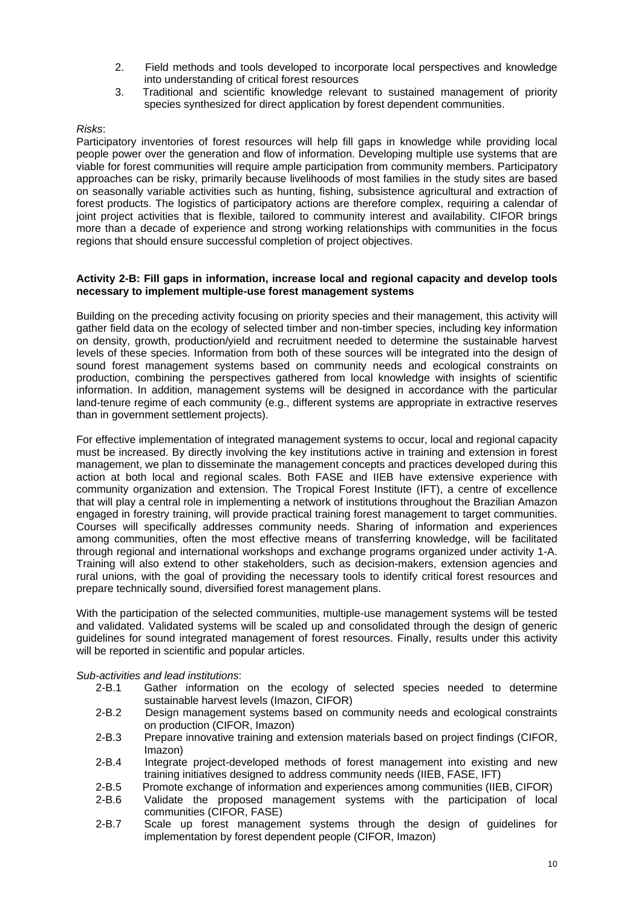2. Field methods and tools developed to incorporate local perspectives and knowledge into understanding of critical forest resources
3. Traditional and scientific knowledge relevant to sustained management of priority species synthesized for direct application by forest dependent communities.

*Risks*:

Participatory inventories of forest resources will help fill gaps in knowledge while providing local people power over the generation and flow of information. Developing multiple use systems that are viable for forest communities will require ample participation from community members. Participatory approaches can be risky, primarily because livelihoods of most families in the study sites are based on seasonally variable activities such as hunting, fishing, subsistence agricultural and extraction of forest products. The logistics of participatory actions are therefore complex, requiring a calendar of joint project activities that is flexible, tailored to community interest and availability. CIFOR brings more than a decade of experience and strong working relationships with communities in the focus regions that should ensure successful completion of project objectives.

**Activity 2-B: Fill gaps in information, increase local and regional capacity and develop tools necessary to implement multiple-use forest management systems**

Building on the preceding activity focusing on priority species and their management, this activity will gather field data on the ecology of selected timber and non-timber species, including key information on density, growth, production/yield and recruitment needed to determine the sustainable harvest levels of these species. Information from both of these sources will be integrated into the design of sound forest management systems based on community needs and ecological constraints on production, combining the perspectives gathered from local knowledge with insights of scientific information. In addition, management systems will be designed in accordance with the particular land-tenure regime of each community (e.g., different systems are appropriate in extractive reserves than in government settlement projects).

For effective implementation of integrated management systems to occur, local and regional capacity must be increased. By directly involving the key institutions active in training and extension in forest management, we plan to disseminate the management concepts and practices developed during this action at both local and regional scales. Both FASE and IIEB have extensive experience with community organization and extension. The Tropical Forest Institute (IFT), a centre of excellence that will play a central role in implementing a network of institutions throughout the Brazilian Amazon engaged in forestry training, will provide practical training forest management to target communities. Courses will specifically addresses community needs. Sharing of information and experiences among communities, often the most effective means of transferring knowledge, will be facilitated through regional and international workshops and exchange programs organized under activity 1-A. Training will also extend to other stakeholders, such as decision-makers, extension agencies and rural unions, with the goal of providing the necessary tools to identify critical forest resources and prepare technically sound, diversified forest management plans.

With the participation of the selected communities, multiple-use management systems will be tested and validated. Validated systems will be scaled up and consolidated through the design of generic guidelines for sound integrated management of forest resources. Finally, results under this activity will be reported in scientific and popular articles.

*Sub-activities and lead institutions*:

- 2-B.1 Gather information on the ecology of selected species needed to determine sustainable harvest levels (Imazon, CIFOR)
- 2-B.2 Design management systems based on community needs and ecological constraints on production (CIFOR, Imazon)
- 2-B.3 Prepare innovative training and extension materials based on project findings (CIFOR, Imazon)
- 2-B.4 Integrate project-developed methods of forest management into existing and new training initiatives designed to address community needs (IIEB, FASE, IFT)
- 2-B.5 Promote exchange of information and experiences among communities (IIEB, CIFOR)
- 2-B.6 Validate the proposed management systems with the participation of local communities (CIFOR, FASE)
- 2-B.7 Scale up forest management systems through the design of guidelines for implementation by forest dependent people (CIFOR, Imazon)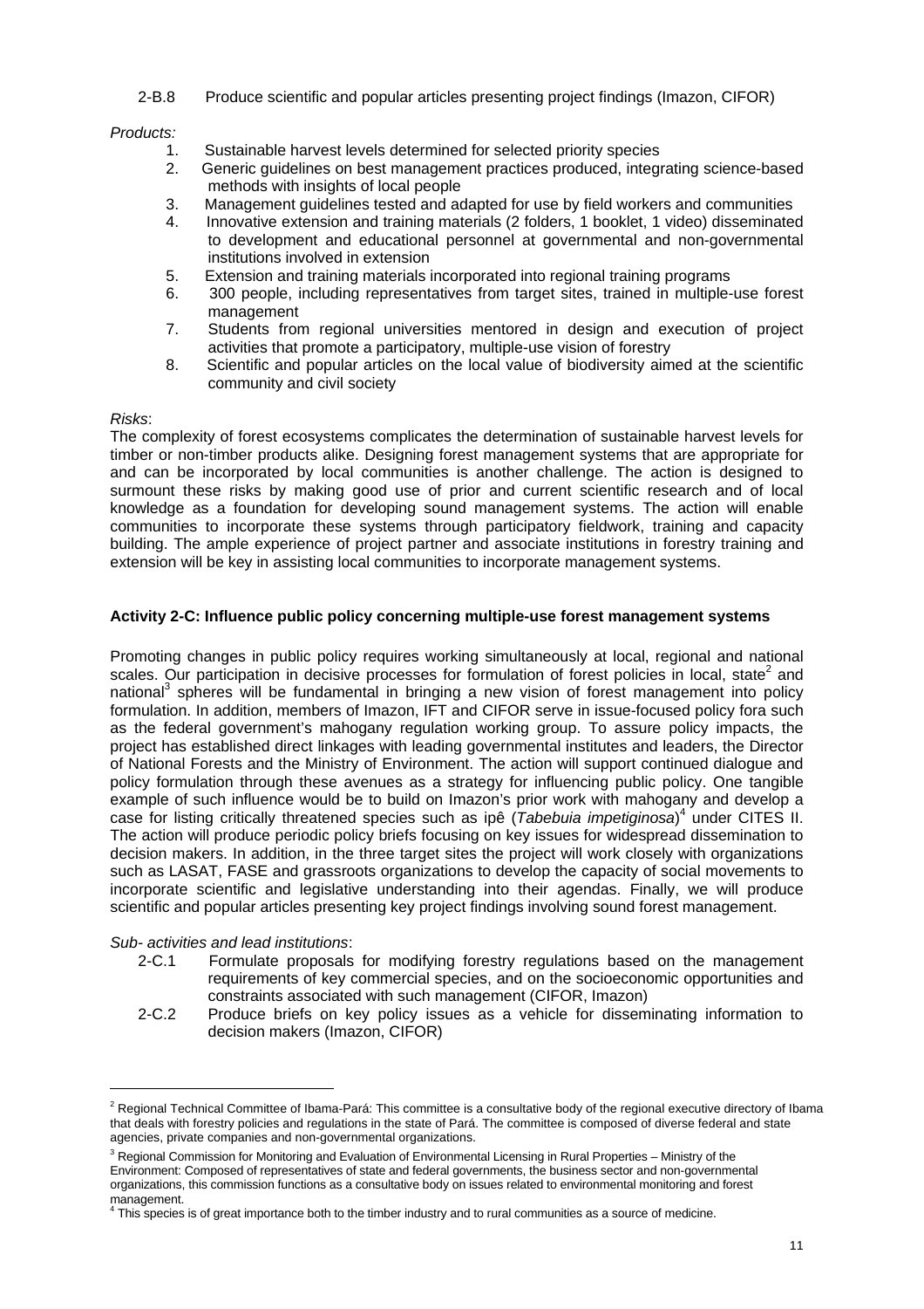2-B.8 Produce scientific and popular articles presenting project findings (Imazon, CIFOR)

*Products:*

1. Sustainable harvest levels determined for selected priority species
2. Generic guidelines on best management practices produced, integrating science-based methods with insights of local people
3. Management guidelines tested and adapted for use by field workers and communities
4. Innovative extension and training materials (2 folders, 1 booklet, 1 video) disseminated to development and educational personnel at governmental and non-governmental institutions involved in extension
5. Extension and training materials incorporated into regional training programs
6. 300 people, including representatives from target sites, trained in multiple-use forest management
7. Students from regional universities mentored in design and execution of project activities that promote a participatory, multiple-use vision of forestry
8. Scientific and popular articles on the local value of biodiversity aimed at the scientific community and civil society

*Risks*:

The complexity of forest ecosystems complicates the determination of sustainable harvest levels for timber or non-timber products alike. Designing forest management systems that are appropriate for and can be incorporated by local communities is another challenge. The action is designed to surmount these risks by making good use of prior and current scientific research and of local knowledge as a foundation for developing sound management systems. The action will enable communities to incorporate these systems through participatory fieldwork, training and capacity building. The ample experience of project partner and associate institutions in forestry training and extension will be key in assisting local communities to incorporate management systems.

**Activity 2-C: Influence public policy concerning multiple-use forest management systems**

Promoting changes in public policy requires working simultaneously at local, regional and national scales. Our participation in decisive processes for formulation of forest policies in local, state[2] and national[3] spheres will be fundamental in bringing a new vision of forest management into policy formulation. In addition, members of Imazon, IFT and CIFOR serve in issue-focused policy fora such as the federal government's mahogany regulation working group. To assure policy impacts, the project has established direct linkages with leading governmental institutes and leaders, the Director of National Forests and the Ministry of Environment. The action will support continued dialogue and policy formulation through these avenues as a strategy for influencing public policy. One tangible example of such influence would be to build on Imazon's prior work with mahogany and develop a case for listing critically threatened species such as ipê (*Tabebuia impetiginosa*)[4] under CITES II. The action will produce periodic policy briefs focusing on key issues for widespread dissemination to decision makers. In addition, in the three target sites the project will work closely with organizations such as LASAT, FASE and grassroots organizations to develop the capacity of social movements to incorporate scientific and legislative understanding into their agendas. Finally, we will produce scientific and popular articles presenting key project findings involving sound forest management.

*Sub- activities and lead institutions*:

2-C.1 Formulate proposals for modifying forestry regulations based on the management requirements of key commercial species, and on the socioeconomic opportunities and constraints associated with such management (CIFOR, Imazon)

2-C.2 Produce briefs on key policy issues as a vehicle for disseminating information to decision makers (Imazon, CIFOR)

---

[2] Regional Technical Committee of Ibama-Pará: This committee is a consultative body of the regional executive directory of Ibama that deals with forestry policies and regulations in the state of Pará. The committee is composed of diverse federal and state agencies, private companies and non-governmental organizations.

[3] Regional Commission for Monitoring and Evaluation of Environmental Licensing in Rural Properties – Ministry of the Environment: Composed of representatives of state and federal governments, the business sector and non-governmental organizations, this commission functions as a consultative body on issues related to environmental monitoring and forest management.

[4] This species is of great importance both to the timber industry and to rural communities as a source of medicine.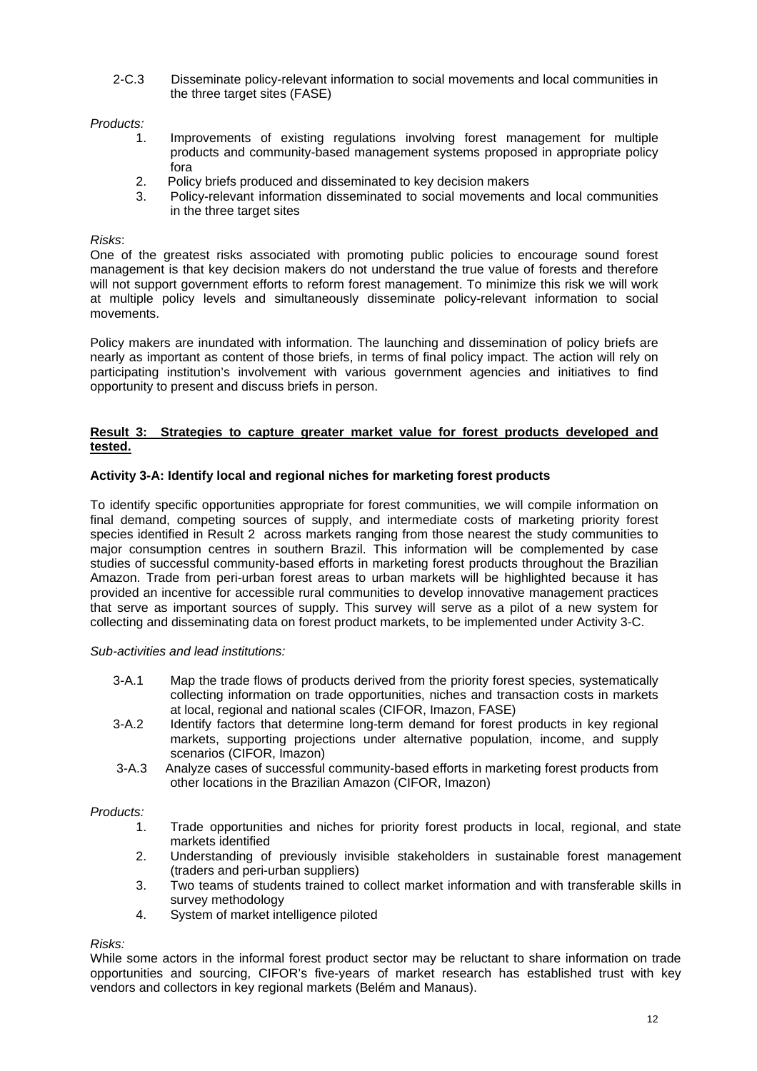2-C.3 Disseminate policy-relevant information to social movements and local communities in the three target sites (FASE)

*Products:*

1. Improvements of existing regulations involving forest management for multiple products and community-based management systems proposed in appropriate policy fora
2. Policy briefs produced and disseminated to key decision makers
3. Policy-relevant information disseminated to social movements and local communities in the three target sites

*Risks*:
One of the greatest risks associated with promoting public policies to encourage sound forest management is that key decision makers do not understand the true value of forests and therefore will not support government efforts to reform forest management. To minimize this risk we will work at multiple policy levels and simultaneously disseminate policy-relevant information to social movements.

Policy makers are inundated with information. The launching and dissemination of policy briefs are nearly as important as content of those briefs, in terms of final policy impact. The action will rely on participating institution's involvement with various government agencies and initiatives to find opportunity to present and discuss briefs in person.

**<u>Result 3: Strategies to capture greater market value for forest products developed and tested.</u>**

**Activity 3-A: Identify local and regional niches for marketing forest products**

To identify specific opportunities appropriate for forest communities, we will compile information on final demand, competing sources of supply, and intermediate costs of marketing priority forest species identified in Result 2 across markets ranging from those nearest the study communities to major consumption centres in southern Brazil. This information will be complemented by case studies of successful community-based efforts in marketing forest products throughout the Brazilian Amazon. Trade from peri-urban forest areas to urban markets will be highlighted because it has provided an incentive for accessible rural communities to develop innovative management practices that serve as important sources of supply. This survey will serve as a pilot of a new system for collecting and disseminating data on forest product markets, to be implemented under Activity 3-C.

*Sub-activities and lead institutions:*

3-A.1 Map the trade flows of products derived from the priority forest species, systematically collecting information on trade opportunities, niches and transaction costs in markets at local, regional and national scales (CIFOR, Imazon, FASE)

3-A.2 Identify factors that determine long-term demand for forest products in key regional markets, supporting projections under alternative population, income, and supply scenarios (CIFOR, Imazon)

3-A.3 Analyze cases of successful community-based efforts in marketing forest products from other locations in the Brazilian Amazon (CIFOR, Imazon)

*Products:*

1. Trade opportunities and niches for priority forest products in local, regional, and state markets identified
2. Understanding of previously invisible stakeholders in sustainable forest management (traders and peri-urban suppliers)
3. Two teams of students trained to collect market information and with transferable skills in survey methodology
4. System of market intelligence piloted

*Risks:*
While some actors in the informal forest product sector may be reluctant to share information on trade opportunities and sourcing, CIFOR's five-years of market research has established trust with key vendors and collectors in key regional markets (Belém and Manaus).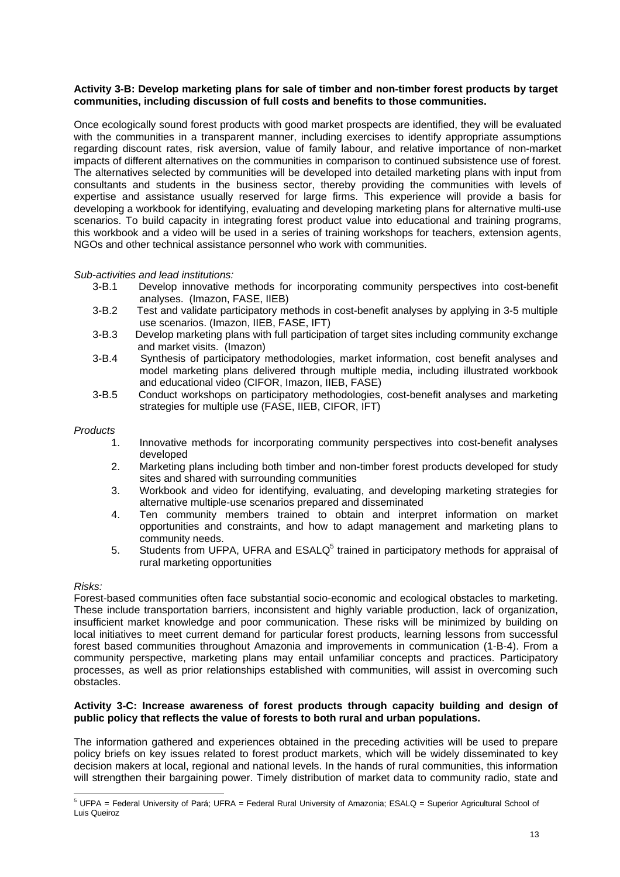**Activity 3-B: Develop marketing plans for sale of timber and non-timber forest products by target communities, including discussion of full costs and benefits to those communities.**

Once ecologically sound forest products with good market prospects are identified, they will be evaluated with the communities in a transparent manner, including exercises to identify appropriate assumptions regarding discount rates, risk aversion, value of family labour, and relative importance of non-market impacts of different alternatives on the communities in comparison to continued subsistence use of forest. The alternatives selected by communities will be developed into detailed marketing plans with input from consultants and students in the business sector, thereby providing the communities with levels of expertise and assistance usually reserved for large firms. This experience will provide a basis for developing a workbook for identifying, evaluating and developing marketing plans for alternative multi-use scenarios. To build capacity in integrating forest product value into educational and training programs, this workbook and a video will be used in a series of training workshops for teachers, extension agents, NGOs and other technical assistance personnel who work with communities.

*Sub-activities and lead institutions:*

- 3-B.1 Develop innovative methods for incorporating community perspectives into cost-benefit analyses. (Imazon, FASE, IIEB)
- 3-B.2 Test and validate participatory methods in cost-benefit analyses by applying in 3-5 multiple use scenarios. (Imazon, IIEB, FASE, IFT)
- 3-B.3 Develop marketing plans with full participation of target sites including community exchange and market visits. (Imazon)
- 3-B.4 Synthesis of participatory methodologies, market information, cost benefit analyses and model marketing plans delivered through multiple media, including illustrated workbook and educational video (CIFOR, Imazon, IIEB, FASE)
- 3-B.5 Conduct workshops on participatory methodologies, cost-benefit analyses and marketing strategies for multiple use (FASE, IIEB, CIFOR, IFT)

*Products*

1. Innovative methods for incorporating community perspectives into cost-benefit analyses developed
2. Marketing plans including both timber and non-timber forest products developed for study sites and shared with surrounding communities
3. Workbook and video for identifying, evaluating, and developing marketing strategies for alternative multiple-use scenarios prepared and disseminated
4. Ten community members trained to obtain and interpret information on market opportunities and constraints, and how to adapt management and marketing plans to community needs.
5. Students from UFPA, UFRA and ESALQ[5] trained in participatory methods for appraisal of rural marketing opportunities

*Risks:*

Forest-based communities often face substantial socio-economic and ecological obstacles to marketing. These include transportation barriers, inconsistent and highly variable production, lack of organization, insufficient market knowledge and poor communication. These risks will be minimized by building on local initiatives to meet current demand for particular forest products, learning lessons from successful forest based communities throughout Amazonia and improvements in communication (1-B-4). From a community perspective, marketing plans may entail unfamiliar concepts and practices. Participatory processes, as well as prior relationships established with communities, will assist in overcoming such obstacles.

**Activity 3-C: Increase awareness of forest products through capacity building and design of public policy that reflects the value of forests to both rural and urban populations.**

The information gathered and experiences obtained in the preceding activities will be used to prepare policy briefs on key issues related to forest product markets, which will be widely disseminated to key decision makers at local, regional and national levels. In the hands of rural communities, this information will strengthen their bargaining power. Timely distribution of market data to community radio, state and

[5] UFPA = Federal University of Pará; UFRA = Federal Rural University of Amazonia; ESALQ = Superior Agricultural School of Luis Queiroz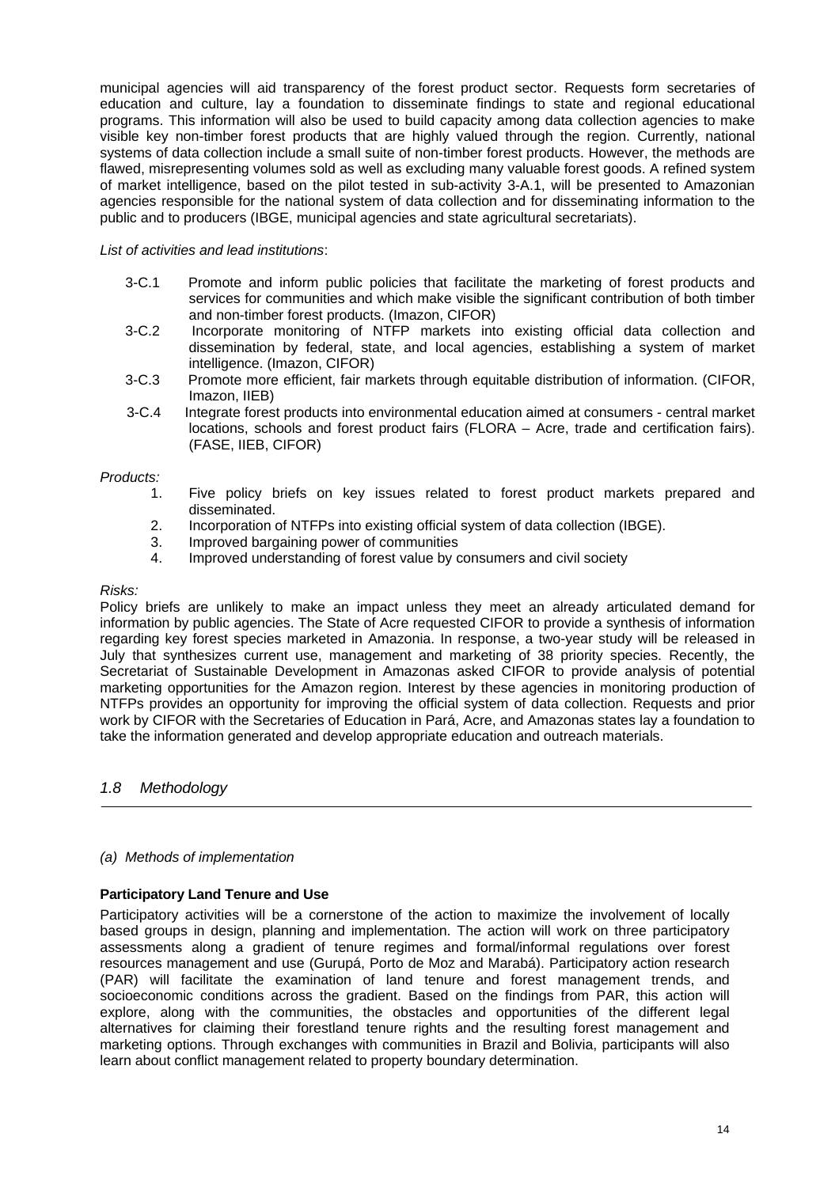municipal agencies will aid transparency of the forest product sector. Requests form secretaries of education and culture, lay a foundation to disseminate findings to state and regional educational programs. This information will also be used to build capacity among data collection agencies to make visible key non-timber forest products that are highly valued through the region. Currently, national systems of data collection include a small suite of non-timber forest products. However, the methods are flawed, misrepresenting volumes sold as well as excluding many valuable forest goods. A refined system of market intelligence, based on the pilot tested in sub-activity 3-A.1, will be presented to Amazonian agencies responsible for the national system of data collection and for disseminating information to the public and to producers (IBGE, municipal agencies and state agricultural secretariats).

*List of activities and lead institutions*:

- 3-C.1 Promote and inform public policies that facilitate the marketing of forest products and services for communities and which make visible the significant contribution of both timber and non-timber forest products. (Imazon, CIFOR)
- 3-C.2 Incorporate monitoring of NTFP markets into existing official data collection and dissemination by federal, state, and local agencies, establishing a system of market intelligence. (Imazon, CIFOR)
- 3-C.3 Promote more efficient, fair markets through equitable distribution of information. (CIFOR, Imazon, IIEB)
- 3-C.4 Integrate forest products into environmental education aimed at consumers - central market locations, schools and forest product fairs (FLORA – Acre, trade and certification fairs). (FASE, IIEB, CIFOR)

*Products:*

1. Five policy briefs on key issues related to forest product markets prepared and disseminated.
2. Incorporation of NTFPs into existing official system of data collection (IBGE).
3. Improved bargaining power of communities
4. Improved understanding of forest value by consumers and civil society

*Risks:*

Policy briefs are unlikely to make an impact unless they meet an already articulated demand for information by public agencies. The State of Acre requested CIFOR to provide a synthesis of information regarding key forest species marketed in Amazonia. In response, a two-year study will be released in July that synthesizes current use, management and marketing of 38 priority species. Recently, the Secretariat of Sustainable Development in Amazonas asked CIFOR to provide analysis of potential marketing opportunities for the Amazon region. Interest by these agencies in monitoring production of NTFPs provides an opportunity for improving the official system of data collection. Requests and prior work by CIFOR with the Secretaries of Education in Pará, Acre, and Amazonas states lay a foundation to take the information generated and develop appropriate education and outreach materials.

## *1.8 Methodology*

*(a) Methods of implementation*

**Participatory Land Tenure and Use**

Participatory activities will be a cornerstone of the action to maximize the involvement of locally based groups in design, planning and implementation. The action will work on three participatory assessments along a gradient of tenure regimes and formal/informal regulations over forest resources management and use (Gurupá, Porto de Moz and Marabá). Participatory action research (PAR) will facilitate the examination of land tenure and forest management trends, and socioeconomic conditions across the gradient. Based on the findings from PAR, this action will explore, along with the communities, the obstacles and opportunities of the different legal alternatives for claiming their forestland tenure rights and the resulting forest management and marketing options. Through exchanges with communities in Brazil and Bolivia, participants will also learn about conflict management related to property boundary determination.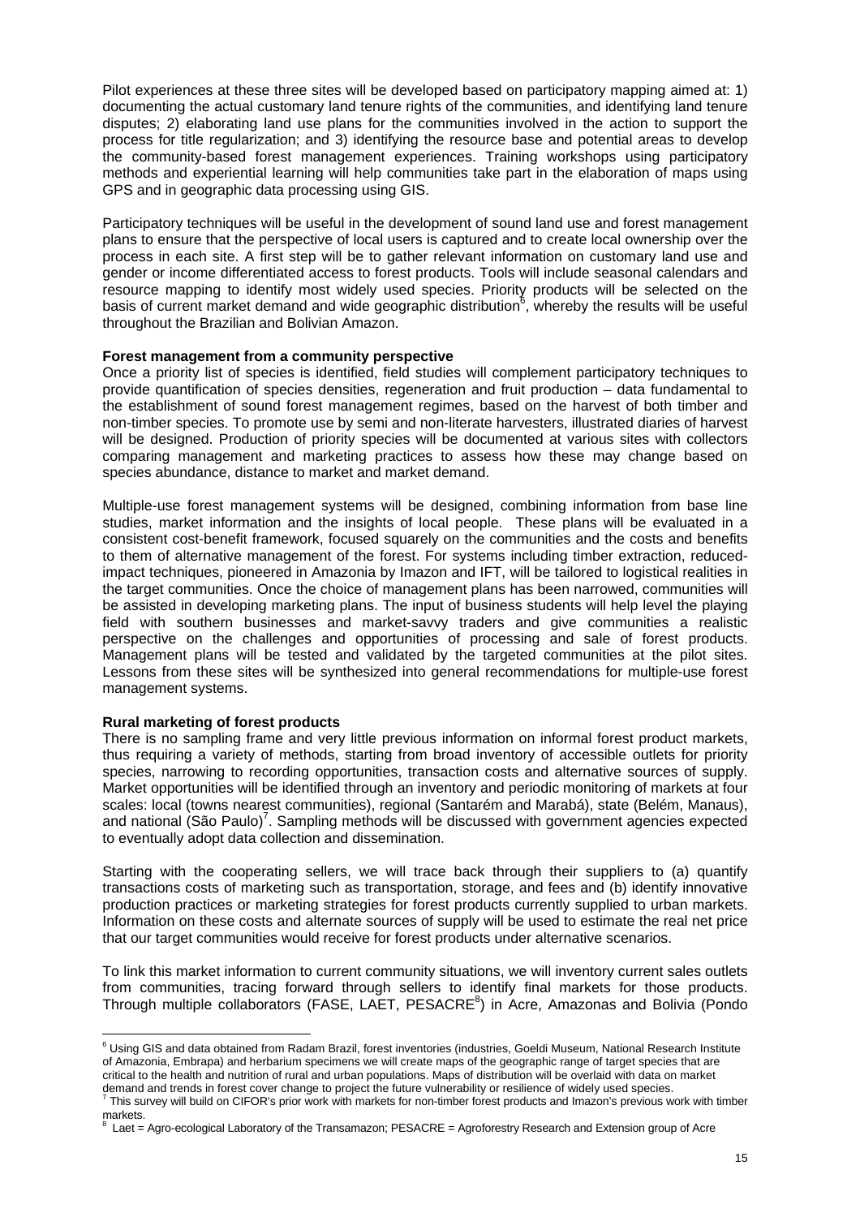Pilot experiences at these three sites will be developed based on participatory mapping aimed at: 1) documenting the actual customary land tenure rights of the communities, and identifying land tenure disputes; 2) elaborating land use plans for the communities involved in the action to support the process for title regularization; and 3) identifying the resource base and potential areas to develop the community-based forest management experiences. Training workshops using participatory methods and experiential learning will help communities take part in the elaboration of maps using GPS and in geographic data processing using GIS.

Participatory techniques will be useful in the development of sound land use and forest management plans to ensure that the perspective of local users is captured and to create local ownership over the process in each site. A first step will be to gather relevant information on customary land use and gender or income differentiated access to forest products. Tools will include seasonal calendars and resource mapping to identify most widely used species. Priority products will be selected on the basis of current market demand and wide geographic distribution[6], whereby the results will be useful throughout the Brazilian and Bolivian Amazon.

**Forest management from a community perspective**

Once a priority list of species is identified, field studies will complement participatory techniques to provide quantification of species densities, regeneration and fruit production – data fundamental to the establishment of sound forest management regimes, based on the harvest of both timber and non-timber species. To promote use by semi and non-literate harvesters, illustrated diaries of harvest will be designed. Production of priority species will be documented at various sites with collectors comparing management and marketing practices to assess how these may change based on species abundance, distance to market and market demand.

Multiple-use forest management systems will be designed, combining information from base line studies, market information and the insights of local people. These plans will be evaluated in a consistent cost-benefit framework, focused squarely on the communities and the costs and benefits to them of alternative management of the forest. For systems including timber extraction, reduced-impact techniques, pioneered in Amazonia by Imazon and IFT, will be tailored to logistical realities in the target communities. Once the choice of management plans has been narrowed, communities will be assisted in developing marketing plans. The input of business students will help level the playing field with southern businesses and market-savvy traders and give communities a realistic perspective on the challenges and opportunities of processing and sale of forest products. Management plans will be tested and validated by the targeted communities at the pilot sites. Lessons from these sites will be synthesized into general recommendations for multiple-use forest management systems.

**Rural marketing of forest products**

There is no sampling frame and very little previous information on informal forest product markets, thus requiring a variety of methods, starting from broad inventory of accessible outlets for priority species, narrowing to recording opportunities, transaction costs and alternative sources of supply. Market opportunities will be identified through an inventory and periodic monitoring of markets at four scales: local (towns nearest communities), regional (Santarém and Marabá), state (Belém, Manaus), and national (São Paulo)[7]. Sampling methods will be discussed with government agencies expected to eventually adopt data collection and dissemination.

Starting with the cooperating sellers, we will trace back through their suppliers to (a) quantify transactions costs of marketing such as transportation, storage, and fees and (b) identify innovative production practices or marketing strategies for forest products currently supplied to urban markets. Information on these costs and alternate sources of supply will be used to estimate the real net price that our target communities would receive for forest products under alternative scenarios.

To link this market information to current community situations, we will inventory current sales outlets from communities, tracing forward through sellers to identify final markets for those products. Through multiple collaborators (FASE, LAET, PESACRE[8]) in Acre, Amazonas and Bolivia (Pondo

---

[6] Using GIS and data obtained from Radam Brazil, forest inventories (industries, Goeldi Museum, National Research Institute of Amazonia, Embrapa) and herbarium specimens we will create maps of the geographic range of target species that are critical to the health and nutrition of rural and urban populations. Maps of distribution will be overlaid with data on market demand and trends in forest cover change to project the future vulnerability or resilience of widely used species.

[7] This survey will build on CIFOR's prior work with markets for non-timber forest products and Imazon's previous work with timber markets.

[8] Laet = Agro-ecological Laboratory of the Transamazon; PESACRE = Agroforestry Research and Extension group of Acre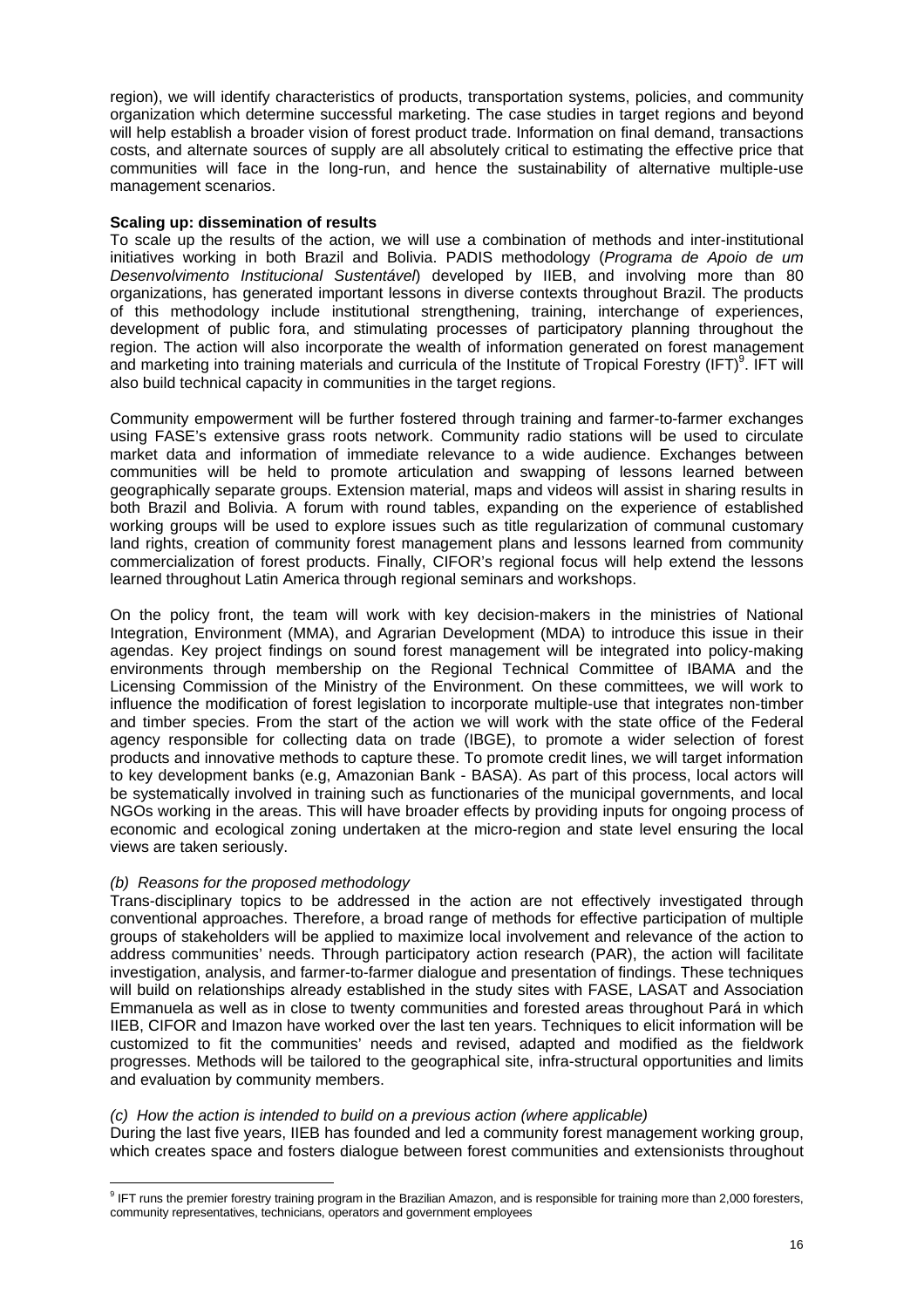region), we will identify characteristics of products, transportation systems, policies, and community organization which determine successful marketing. The case studies in target regions and beyond will help establish a broader vision of forest product trade. Information on final demand, transactions costs, and alternate sources of supply are all absolutely critical to estimating the effective price that communities will face in the long-run, and hence the sustainability of alternative multiple-use management scenarios.

**Scaling up: dissemination of results**

To scale up the results of the action, we will use a combination of methods and inter-institutional initiatives working in both Brazil and Bolivia. PADIS methodology (*Programa de Apoio de um Desenvolvimento Institucional Sustentável*) developed by IIEB, and involving more than 80 organizations, has generated important lessons in diverse contexts throughout Brazil. The products of this methodology include institutional strengthening, training, interchange of experiences, development of public fora, and stimulating processes of participatory planning throughout the region. The action will also incorporate the wealth of information generated on forest management and marketing into training materials and curricula of the Institute of Tropical Forestry (IFT)[9]. IFT will also build technical capacity in communities in the target regions.

Community empowerment will be further fostered through training and farmer-to-farmer exchanges using FASE's extensive grass roots network. Community radio stations will be used to circulate market data and information of immediate relevance to a wide audience. Exchanges between communities will be held to promote articulation and swapping of lessons learned between geographically separate groups. Extension material, maps and videos will assist in sharing results in both Brazil and Bolivia. A forum with round tables, expanding on the experience of established working groups will be used to explore issues such as title regularization of communal customary land rights, creation of community forest management plans and lessons learned from community commercialization of forest products. Finally, CIFOR's regional focus will help extend the lessons learned throughout Latin America through regional seminars and workshops.

On the policy front, the team will work with key decision-makers in the ministries of National Integration, Environment (MMA), and Agrarian Development (MDA) to introduce this issue in their agendas. Key project findings on sound forest management will be integrated into policy-making environments through membership on the Regional Technical Committee of IBAMA and the Licensing Commission of the Ministry of the Environment. On these committees, we will work to influence the modification of forest legislation to incorporate multiple-use that integrates non-timber and timber species. From the start of the action we will work with the state office of the Federal agency responsible for collecting data on trade (IBGE), to promote a wider selection of forest products and innovative methods to capture these. To promote credit lines, we will target information to key development banks (e.g, Amazonian Bank - BASA). As part of this process, local actors will be systematically involved in training such as functionaries of the municipal governments, and local NGOs working in the areas. This will have broader effects by providing inputs for ongoing process of economic and ecological zoning undertaken at the micro-region and state level ensuring the local views are taken seriously.

*(b) Reasons for the proposed methodology*

Trans-disciplinary topics to be addressed in the action are not effectively investigated through conventional approaches. Therefore, a broad range of methods for effective participation of multiple groups of stakeholders will be applied to maximize local involvement and relevance of the action to address communities' needs. Through participatory action research (PAR), the action will facilitate investigation, analysis, and farmer-to-farmer dialogue and presentation of findings. These techniques will build on relationships already established in the study sites with FASE, LASAT and Association Emmanuela as well as in close to twenty communities and forested areas throughout Pará in which IIEB, CIFOR and Imazon have worked over the last ten years. Techniques to elicit information will be customized to fit the communities' needs and revised, adapted and modified as the fieldwork progresses. Methods will be tailored to the geographical site, infra-structural opportunities and limits and evaluation by community members.

*(c) How the action is intended to build on a previous action (where applicable)*

During the last five years, IIEB has founded and led a community forest management working group, which creates space and fosters dialogue between forest communities and extensionists throughout

[9] IFT runs the premier forestry training program in the Brazilian Amazon, and is responsible for training more than 2,000 foresters, community representatives, technicians, operators and government employees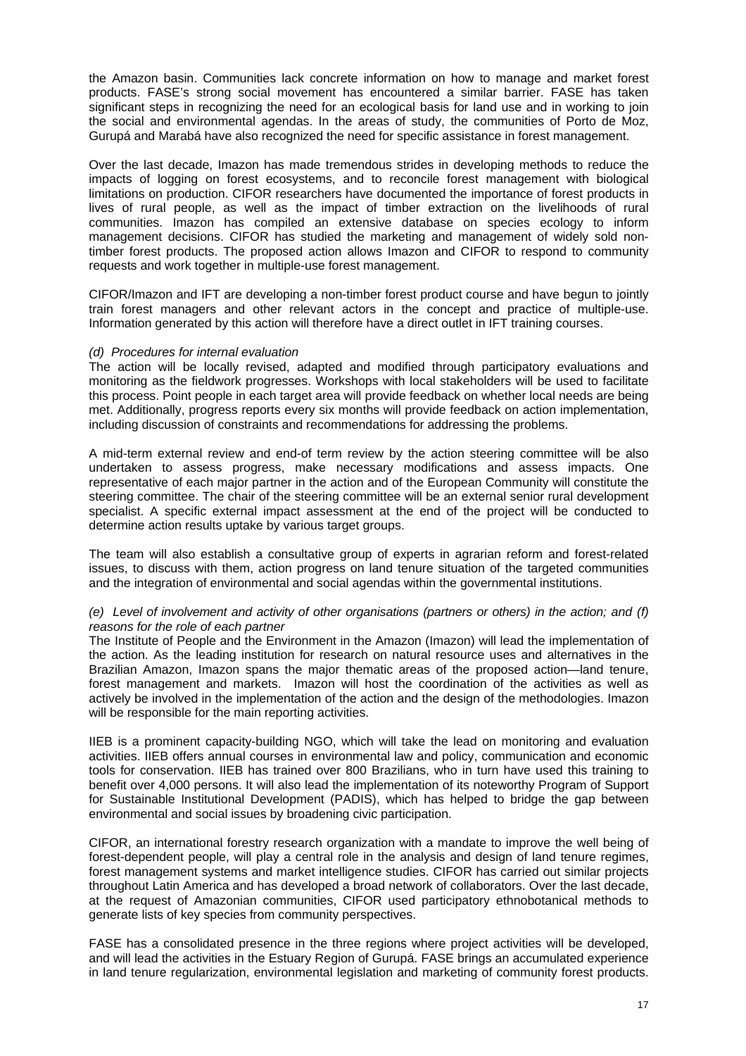the Amazon basin. Communities lack concrete information on how to manage and market forest products. FASE's strong social movement has encountered a similar barrier. FASE has taken significant steps in recognizing the need for an ecological basis for land use and in working to join the social and environmental agendas. In the areas of study, the communities of Porto de Moz, Gurupá and Marabá have also recognized the need for specific assistance in forest management.

Over the last decade, Imazon has made tremendous strides in developing methods to reduce the impacts of logging on forest ecosystems, and to reconcile forest management with biological limitations on production. CIFOR researchers have documented the importance of forest products in lives of rural people, as well as the impact of timber extraction on the livelihoods of rural communities. Imazon has compiled an extensive database on species ecology to inform management decisions. CIFOR has studied the marketing and management of widely sold non-timber forest products. The proposed action allows Imazon and CIFOR to respond to community requests and work together in multiple-use forest management.

CIFOR/Imazon and IFT are developing a non-timber forest product course and have begun to jointly train forest managers and other relevant actors in the concept and practice of multiple-use. Information generated by this action will therefore have a direct outlet in IFT training courses.

*(d) Procedures for internal evaluation*

The action will be locally revised, adapted and modified through participatory evaluations and monitoring as the fieldwork progresses. Workshops with local stakeholders will be used to facilitate this process. Point people in each target area will provide feedback on whether local needs are being met. Additionally, progress reports every six months will provide feedback on action implementation, including discussion of constraints and recommendations for addressing the problems.

A mid-term external review and end-of term review by the action steering committee will be also undertaken to assess progress, make necessary modifications and assess impacts. One representative of each major partner in the action and of the European Community will constitute the steering committee. The chair of the steering committee will be an external senior rural development specialist. A specific external impact assessment at the end of the project will be conducted to determine action results uptake by various target groups.

The team will also establish a consultative group of experts in agrarian reform and forest-related issues, to discuss with them, action progress on land tenure situation of the targeted communities and the integration of environmental and social agendas within the governmental institutions.

*(e) Level of involvement and activity of other organisations (partners or others) in the action; and (f) reasons for the role of each partner*

The Institute of People and the Environment in the Amazon (Imazon) will lead the implementation of the action. As the leading institution for research on natural resource uses and alternatives in the Brazilian Amazon, Imazon spans the major thematic areas of the proposed action—land tenure, forest management and markets. Imazon will host the coordination of the activities as well as actively be involved in the implementation of the action and the design of the methodologies. Imazon will be responsible for the main reporting activities.

IIEB is a prominent capacity-building NGO, which will take the lead on monitoring and evaluation activities. IIEB offers annual courses in environmental law and policy, communication and economic tools for conservation. IIEB has trained over 800 Brazilians, who in turn have used this training to benefit over 4,000 persons. It will also lead the implementation of its noteworthy Program of Support for Sustainable Institutional Development (PADIS), which has helped to bridge the gap between environmental and social issues by broadening civic participation.

CIFOR, an international forestry research organization with a mandate to improve the well being of forest-dependent people, will play a central role in the analysis and design of land tenure regimes, forest management systems and market intelligence studies. CIFOR has carried out similar projects throughout Latin America and has developed a broad network of collaborators. Over the last decade, at the request of Amazonian communities, CIFOR used participatory ethnobotanical methods to generate lists of key species from community perspectives.

FASE has a consolidated presence in the three regions where project activities will be developed, and will lead the activities in the Estuary Region of Gurupá. FASE brings an accumulated experience in land tenure regularization, environmental legislation and marketing of community forest products.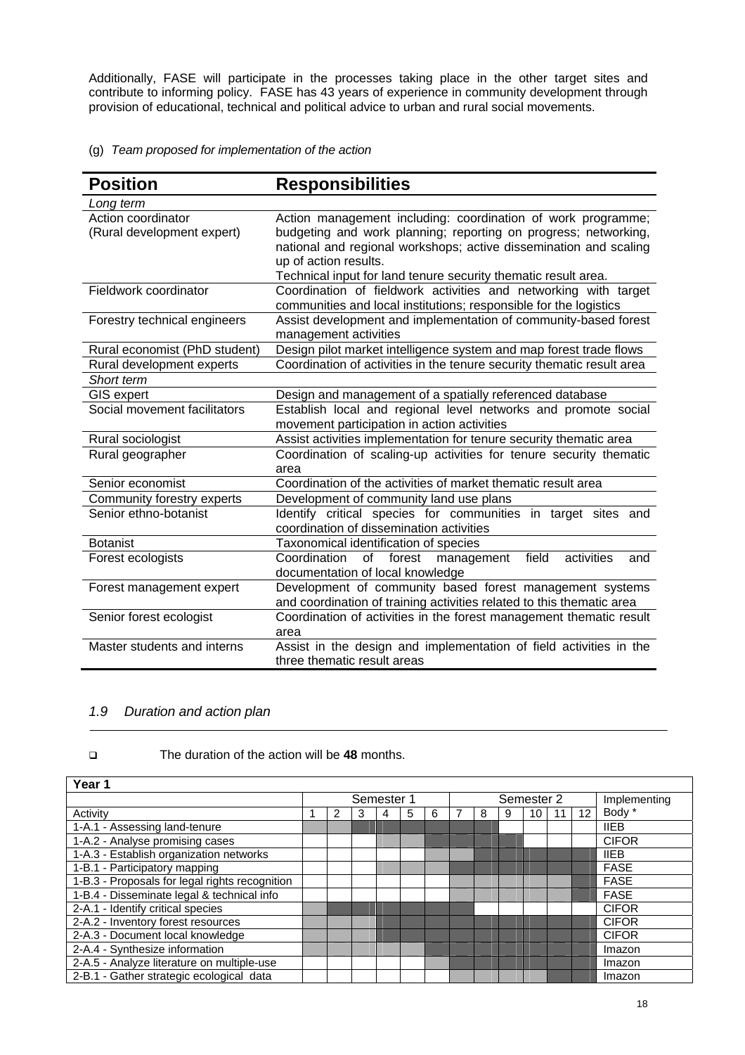Additionally, FASE will participate in the processes taking place in the other target sites and contribute to informing policy. FASE has 43 years of experience in community development through provision of educational, technical and political advice to urban and rural social movements.

(g) *Team proposed for implementation of the action*

| Position | Responsibilities |
|---|---|
| *Long term* | |
| Action coordinator (Rural development expert) | Action management including: coordination of work programme; budgeting and work planning; reporting on progress; networking, national and regional workshops; active dissemination and scaling up of action results. Technical input for land tenure security thematic result area. |
| Fieldwork coordinator | Coordination of fieldwork activities and networking with target communities and local institutions; responsible for the logistics |
| Forestry technical engineers | Assist development and implementation of community-based forest management activities |
| Rural economist (PhD student) | Design pilot market intelligence system and map forest trade flows |
| Rural development experts | Coordination of activities in the tenure security thematic result area |
| *Short term* | |
| GIS expert | Design and management of a spatially referenced database |
| Social movement facilitators | Establish local and regional level networks and promote social movement participation in action activities |
| Rural sociologist | Assist activities implementation for tenure security thematic area |
| Rural geographer | Coordination of scaling-up activities for tenure security thematic area |
| Senior economist | Coordination of the activities of market thematic result area |
| Community forestry experts | Development of community land use plans |
| Senior ethno-botanist | Identify critical species for communities in target sites and coordination of dissemination activities |
| Botanist | Taxonomical identification of species |
| Forest ecologists | Coordination of forest management field activities and documentation of local knowledge |
| Forest management expert | Development of community based forest management systems and coordination of training activities related to this thematic area |
| Senior forest ecologist | Coordination of activities in the forest management thematic result area |
| Master students and interns | Assist in the design and implementation of field activities in the three thematic result areas |

## *1.9 Duration and action plan*

- The duration of the action will be **48** months.

| Year 1 | | | | | | | | | | | | | |
|---|---|---|---|---|---|---|---|---|---|---|---|---|---|
| | Semester 1 | | | | | | Semester 2 | | | | | | Implementing |
| Activity | 1 | 2 | 3 | 4 | 5 | 6 | 7 | 8 | 9 | 10 | 11 | 12 | Body * |
| 1-A.1 - Assessing land-tenure | | | | | | | | | | | | | IIEB |
| 1-A.2 - Analyse promising cases | | | | | | | | | | | | | CIFOR |
| 1-A.3 - Establish organization networks | | | | | | | | | | | | | IIEB |
| 1-B.1 - Participatory mapping | | | | | | | | | | | | | FASE |
| 1-B.3 - Proposals for legal rights recognition | | | | | | | | | | | | | FASE |
| 1-B.4 - Disseminate legal & technical info | | | | | | | | | | | | | FASE |
| 2-A.1 - Identify critical species | | | | | | | | | | | | | CIFOR |
| 2-A.2 - Inventory forest resources | | | | | | | | | | | | | CIFOR |
| 2-A.3 - Document local knowledge | | | | | | | | | | | | | CIFOR |
| 2-A.4 - Synthesize information | | | | | | | | | | | | | Imazon |
| 2-A.5 - Analyze literature on multiple-use | | | | | | | | | | | | | Imazon |
| 2-B.1 - Gather strategic ecological data | | | | | | | | | | | | | Imazon |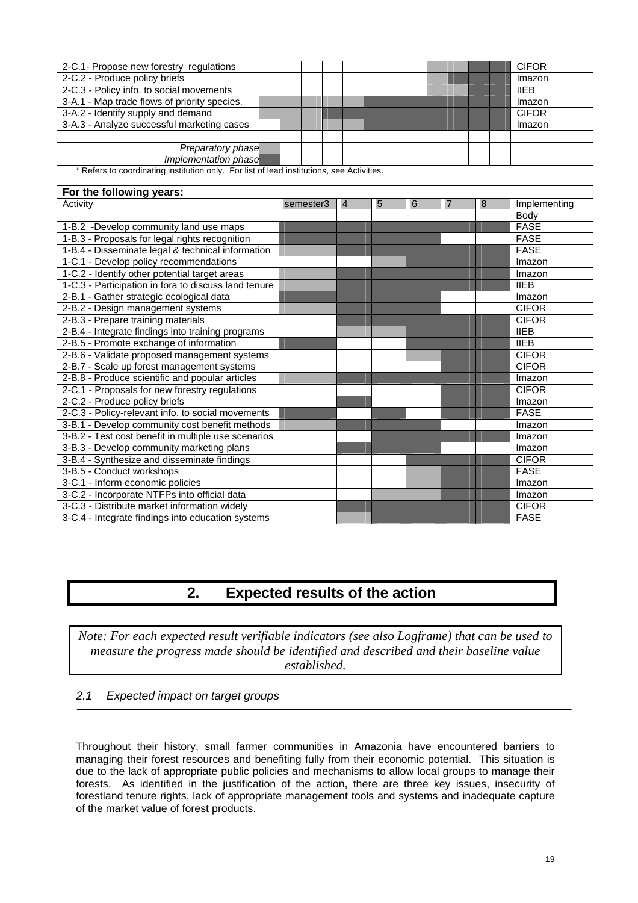| | | | | | | | | | | | | | Implementing Body* |
|---|---|---|---|---|---|---|---|---|---|---|---|---|---|
| 2-C.1- Propose new forestry regulations | | | | | | | | | | | | | CIFOR |
| 2-C.2 - Produce policy briefs | | | | | | | | | | | | | Imazon |
| 2-C.3 - Policy info. to social movements | | | | | | | | | | | | | IIEB |
| 3-A.1 - Map trade flows of priority species. | | | | | | | | | | | | | Imazon |
| 3-A.2 - Identify supply and demand | | | | | | | | | | | | | CIFOR |
| 3-A.3 - Analyze successful marketing cases | | | | | | | | | | | | | Imazon |
| | | | | | | | | | | | | | |
| *Preparatory phase* | | | | | | | | | | | | | |
| *Implementation phase* | | | | | | | | | | | | | |

\* Refers to coordinating institution only. For list of lead institutions, see Activities.

| For the following years: | | | | | | | |
|---|---|---|---|---|---|---|---|
| Activity | semester3 | 4 | 5 | 6 | 7 | 8 | Implementing Body |
| 1-B.2 -Develop community land use maps | | | | | | | FASE |
| 1-B.3 - Proposals for legal rights recognition | | | | | | | FASE |
| 1-B.4 - Disseminate legal & technical information | | | | | | | FASE |
| 1-C.1 - Develop policy recommendations | | | | | | | Imazon |
| 1-C.2 - Identify other potential target areas | | | | | | | Imazon |
| 1-C.3 - Participation in fora to discuss land tenure | | | | | | | IIEB |
| 2-B.1 - Gather strategic ecological data | | | | | | | Imazon |
| 2-B.2 - Design management systems | | | | | | | CIFOR |
| 2-B.3 - Prepare training materials | | | | | | | CIFOR |
| 2-B.4 - Integrate findings into training programs | | | | | | | IIEB |
| 2-B.5 - Promote exchange of information | | | | | | | IIEB |
| 2-B.6 - Validate proposed management systems | | | | | | | CIFOR |
| 2-B.7 - Scale up forest management systems | | | | | | | CIFOR |
| 2-B.8 - Produce scientific and popular articles | | | | | | | Imazon |
| 2-C.1 - Proposals for new forestry regulations | | | | | | | CIFOR |
| 2-C.2 - Produce policy briefs | | | | | | | Imazon |
| 2-C.3 - Policy-relevant info. to social movements | | | | | | | FASE |
| 3-B.1 - Develop community cost benefit methods | | | | | | | Imazon |
| 3-B.2 - Test cost benefit in multiple use scenarios | | | | | | | Imazon |
| 3-B.3 - Develop community marketing plans | | | | | | | Imazon |
| 3-B.4 - Synthesize and disseminate findings | | | | | | | CIFOR |
| 3-B.5 - Conduct workshops | | | | | | | FASE |
| 3-C.1 - Inform economic policies | | | | | | | Imazon |
| 3-C.2 - Incorporate NTFPs into official data | | | | | | | Imazon |
| 3-C.3 - Distribute market information widely | | | | | | | CIFOR |
| 3-C.4 - Integrate findings into education systems | | | | | | | FASE |

# 2. Expected results of the action

*Note: For each expected result verifiable indicators (see also Logframe) that can be used to measure the progress made should be identified and described and their baseline value established.*

## 2.1 Expected impact on target groups

Throughout their history, small farmer communities in Amazonia have encountered barriers to managing their forest resources and benefiting fully from their economic potential. This situation is due to the lack of appropriate public policies and mechanisms to allow local groups to manage their forests. As identified in the justification of the action, there are three key issues, insecurity of forestland tenure rights, lack of appropriate management tools and systems and inadequate capture of the market value of forest products.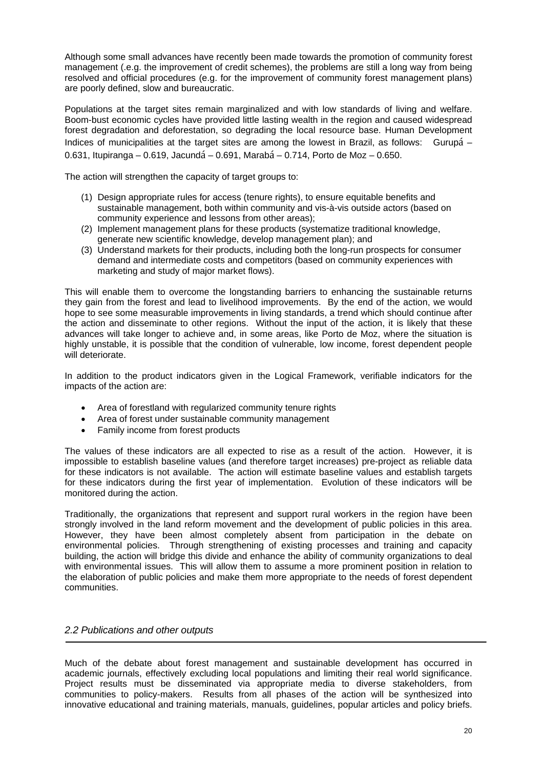Although some small advances have recently been made towards the promotion of community forest management (.e.g. the improvement of credit schemes), the problems are still a long way from being resolved and official procedures (e.g. for the improvement of community forest management plans) are poorly defined, slow and bureaucratic.

Populations at the target sites remain marginalized and with low standards of living and welfare. Boom-bust economic cycles have provided little lasting wealth in the region and caused widespread forest degradation and deforestation, so degrading the local resource base. Human Development Indices of municipalities at the target sites are among the lowest in Brazil, as follows: Gurupá – 0.631, Itupiranga – 0.619, Jacundá – 0.691, Marabá – 0.714, Porto de Moz – 0.650.

The action will strengthen the capacity of target groups to:

(1) Design appropriate rules for access (tenure rights), to ensure equitable benefits and sustainable management, both within community and vis-à-vis outside actors (based on community experience and lessons from other areas);
(2) Implement management plans for these products (systematize traditional knowledge, generate new scientific knowledge, develop management plan); and
(3) Understand markets for their products, including both the long-run prospects for consumer demand and intermediate costs and competitors (based on community experiences with marketing and study of major market flows).

This will enable them to overcome the longstanding barriers to enhancing the sustainable returns they gain from the forest and lead to livelihood improvements. By the end of the action, we would hope to see some measurable improvements in living standards, a trend which should continue after the action and disseminate to other regions. Without the input of the action, it is likely that these advances will take longer to achieve and, in some areas, like Porto de Moz, where the situation is highly unstable, it is possible that the condition of vulnerable, low income, forest dependent people will deteriorate.

In addition to the product indicators given in the Logical Framework, verifiable indicators for the impacts of the action are:

- Area of forestland with regularized community tenure rights
- Area of forest under sustainable community management
- Family income from forest products

The values of these indicators are all expected to rise as a result of the action. However, it is impossible to establish baseline values (and therefore target increases) pre-project as reliable data for these indicators is not available. The action will estimate baseline values and establish targets for these indicators during the first year of implementation. Evolution of these indicators will be monitored during the action.

Traditionally, the organizations that represent and support rural workers in the region have been strongly involved in the land reform movement and the development of public policies in this area. However, they have been almost completely absent from participation in the debate on environmental policies. Through strengthening of existing processes and training and capacity building, the action will bridge this divide and enhance the ability of community organizations to deal with environmental issues. This will allow them to assume a more prominent position in relation to the elaboration of public policies and make them more appropriate to the needs of forest dependent communities.

### *2.2 Publications and other outputs*

Much of the debate about forest management and sustainable development has occurred in academic journals, effectively excluding local populations and limiting their real world significance. Project results must be disseminated via appropriate media to diverse stakeholders, from communities to policy-makers. Results from all phases of the action will be synthesized into innovative educational and training materials, manuals, guidelines, popular articles and policy briefs.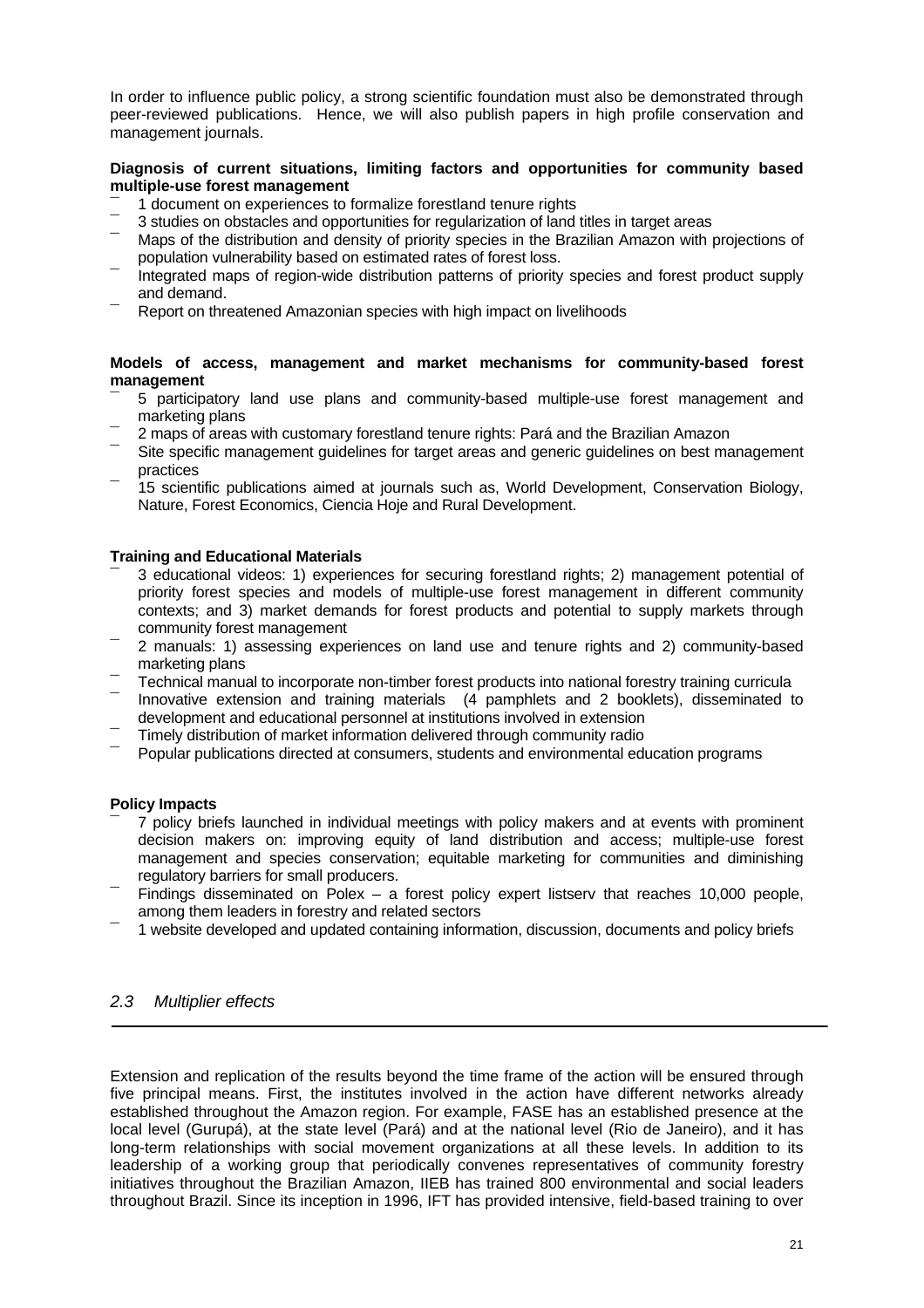In order to influence public policy, a strong scientific foundation must also be demonstrated through peer-reviewed publications. Hence, we will also publish papers in high profile conservation and management journals.

**Diagnosis of current situations, limiting factors and opportunities for community based multiple-use forest management**

- 1 document on experiences to formalize forestland tenure rights
- 3 studies on obstacles and opportunities for regularization of land titles in target areas
- Maps of the distribution and density of priority species in the Brazilian Amazon with projections of population vulnerability based on estimated rates of forest loss.
- Integrated maps of region-wide distribution patterns of priority species and forest product supply and demand.
- Report on threatened Amazonian species with high impact on livelihoods

**Models of access, management and market mechanisms for community-based forest management**

- 5 participatory land use plans and community-based multiple-use forest management and marketing plans
- 2 maps of areas with customary forestland tenure rights: Pará and the Brazilian Amazon
- Site specific management guidelines for target areas and generic guidelines on best management practices
- 15 scientific publications aimed at journals such as, World Development, Conservation Biology, Nature, Forest Economics, Ciencia Hoje and Rural Development.

**Training and Educational Materials**

- 3 educational videos: 1) experiences for securing forestland rights; 2) management potential of priority forest species and models of multiple-use forest management in different community contexts; and 3) market demands for forest products and potential to supply markets through community forest management
- 2 manuals: 1) assessing experiences on land use and tenure rights and 2) community-based marketing plans
- Technical manual to incorporate non-timber forest products into national forestry training curricula
- Innovative extension and training materials (4 pamphlets and 2 booklets), disseminated to development and educational personnel at institutions involved in extension
- Timely distribution of market information delivered through community radio
- Popular publications directed at consumers, students and environmental education programs

**Policy Impacts**

- 7 policy briefs launched in individual meetings with policy makers and at events with prominent decision makers on: improving equity of land distribution and access; multiple-use forest management and species conservation; equitable marketing for communities and diminishing regulatory barriers for small producers.
- Findings disseminated on Polex – a forest policy expert listserv that reaches 10,000 people, among them leaders in forestry and related sectors
- 1 website developed and updated containing information, discussion, documents and policy briefs

## *2.3 Multiplier effects*

Extension and replication of the results beyond the time frame of the action will be ensured through five principal means. First, the institutes involved in the action have different networks already established throughout the Amazon region. For example, FASE has an established presence at the local level (Gurupá), at the state level (Pará) and at the national level (Rio de Janeiro), and it has long-term relationships with social movement organizations at all these levels. In addition to its leadership of a working group that periodically convenes representatives of community forestry initiatives throughout the Brazilian Amazon, IIEB has trained 800 environmental and social leaders throughout Brazil. Since its inception in 1996, IFT has provided intensive, field-based training to over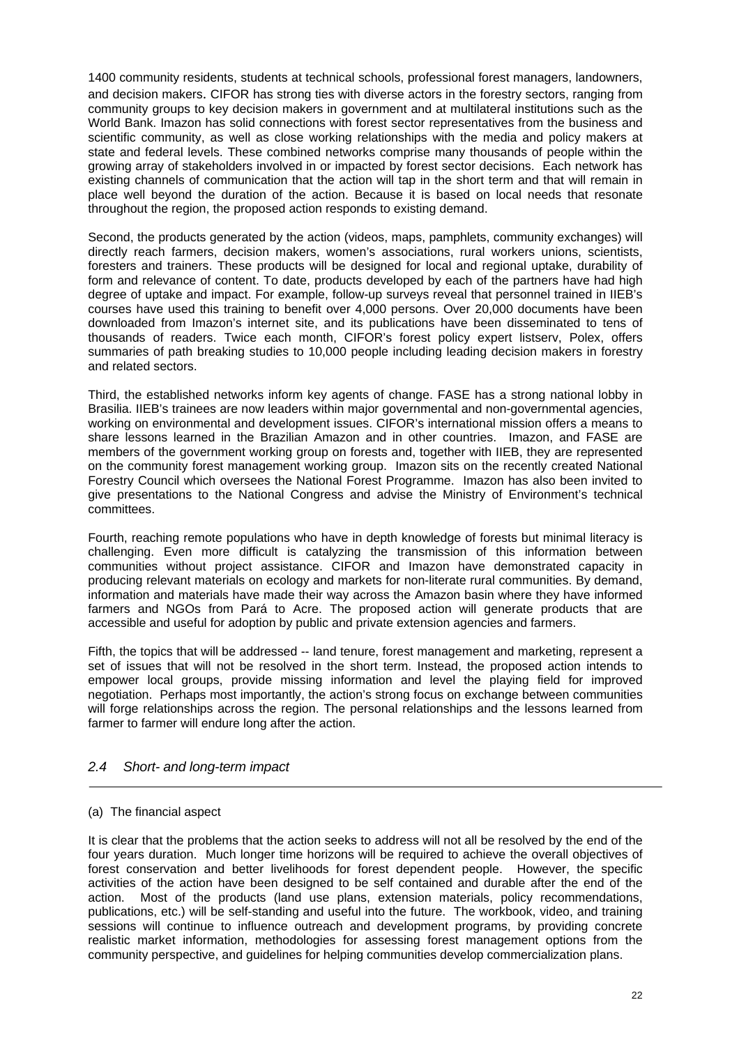1400 community residents, students at technical schools, professional forest managers, landowners, and decision makers. CIFOR has strong ties with diverse actors in the forestry sectors, ranging from community groups to key decision makers in government and at multilateral institutions such as the World Bank. Imazon has solid connections with forest sector representatives from the business and scientific community, as well as close working relationships with the media and policy makers at state and federal levels. These combined networks comprise many thousands of people within the growing array of stakeholders involved in or impacted by forest sector decisions. Each network has existing channels of communication that the action will tap in the short term and that will remain in place well beyond the duration of the action. Because it is based on local needs that resonate throughout the region, the proposed action responds to existing demand.

Second, the products generated by the action (videos, maps, pamphlets, community exchanges) will directly reach farmers, decision makers, women's associations, rural workers unions, scientists, foresters and trainers. These products will be designed for local and regional uptake, durability of form and relevance of content. To date, products developed by each of the partners have had high degree of uptake and impact. For example, follow-up surveys reveal that personnel trained in IIEB's courses have used this training to benefit over 4,000 persons. Over 20,000 documents have been downloaded from Imazon's internet site, and its publications have been disseminated to tens of thousands of readers. Twice each month, CIFOR's forest policy expert listserv, Polex, offers summaries of path breaking studies to 10,000 people including leading decision makers in forestry and related sectors.

Third, the established networks inform key agents of change. FASE has a strong national lobby in Brasilia. IIEB's trainees are now leaders within major governmental and non-governmental agencies, working on environmental and development issues. CIFOR's international mission offers a means to share lessons learned in the Brazilian Amazon and in other countries. Imazon, and FASE are members of the government working group on forests and, together with IIEB, they are represented on the community forest management working group. Imazon sits on the recently created National Forestry Council which oversees the National Forest Programme. Imazon has also been invited to give presentations to the National Congress and advise the Ministry of Environment's technical committees.

Fourth, reaching remote populations who have in depth knowledge of forests but minimal literacy is challenging. Even more difficult is catalyzing the transmission of this information between communities without project assistance. CIFOR and Imazon have demonstrated capacity in producing relevant materials on ecology and markets for non-literate rural communities. By demand, information and materials have made their way across the Amazon basin where they have informed farmers and NGOs from Pará to Acre. The proposed action will generate products that are accessible and useful for adoption by public and private extension agencies and farmers.

Fifth, the topics that will be addressed -- land tenure, forest management and marketing, represent a set of issues that will not be resolved in the short term. Instead, the proposed action intends to empower local groups, provide missing information and level the playing field for improved negotiation. Perhaps most importantly, the action's strong focus on exchange between communities will forge relationships across the region. The personal relationships and the lessons learned from farmer to farmer will endure long after the action.

## *2.4 Short- and long-term impact*

(a) The financial aspect

It is clear that the problems that the action seeks to address will not all be resolved by the end of the four years duration. Much longer time horizons will be required to achieve the overall objectives of forest conservation and better livelihoods for forest dependent people. However, the specific activities of the action have been designed to be self contained and durable after the end of the action. Most of the products (land use plans, extension materials, policy recommendations, publications, etc.) will be self-standing and useful into the future. The workbook, video, and training sessions will continue to influence outreach and development programs, by providing concrete realistic market information, methodologies for assessing forest management options from the community perspective, and guidelines for helping communities develop commercialization plans.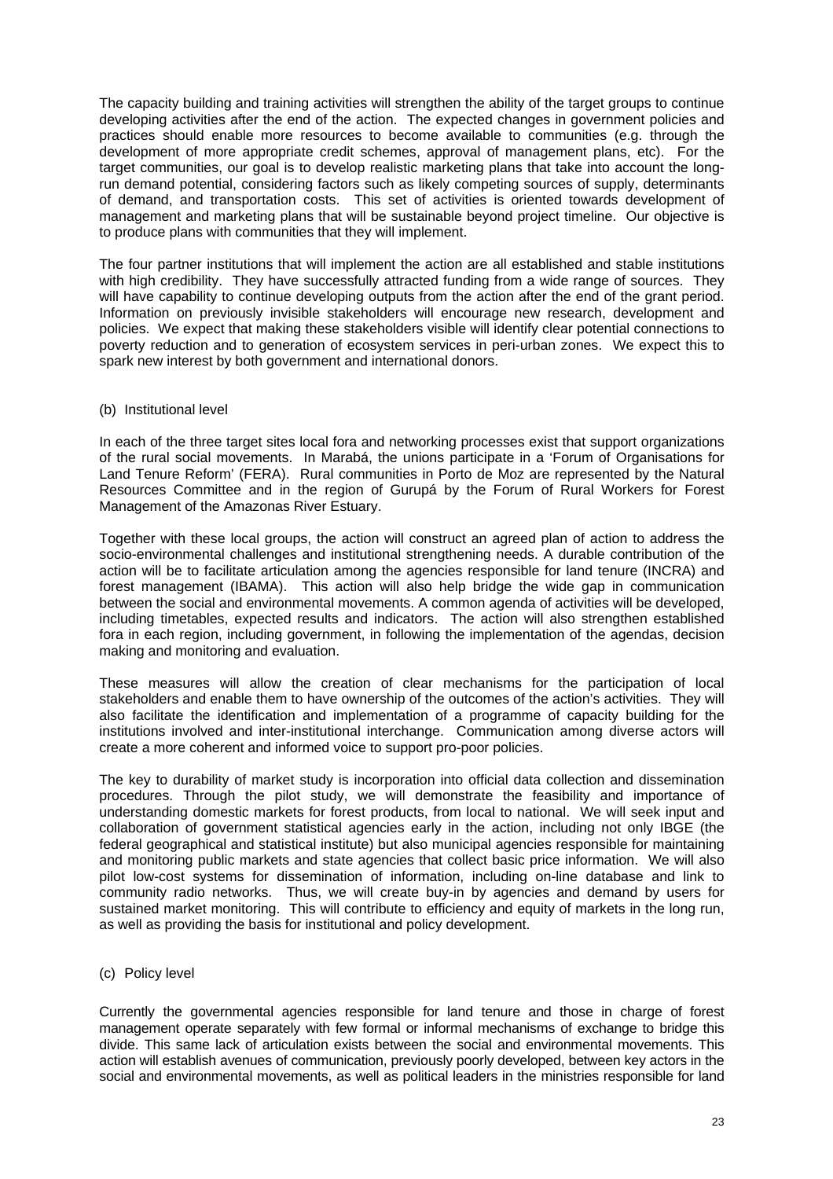The capacity building and training activities will strengthen the ability of the target groups to continue developing activities after the end of the action. The expected changes in government policies and practices should enable more resources to become available to communities (e.g. through the development of more appropriate credit schemes, approval of management plans, etc). For the target communities, our goal is to develop realistic marketing plans that take into account the long-run demand potential, considering factors such as likely competing sources of supply, determinants of demand, and transportation costs. This set of activities is oriented towards development of management and marketing plans that will be sustainable beyond project timeline. Our objective is to produce plans with communities that they will implement.

The four partner institutions that will implement the action are all established and stable institutions with high credibility. They have successfully attracted funding from a wide range of sources. They will have capability to continue developing outputs from the action after the end of the grant period. Information on previously invisible stakeholders will encourage new research, development and policies. We expect that making these stakeholders visible will identify clear potential connections to poverty reduction and to generation of ecosystem services in peri-urban zones. We expect this to spark new interest by both government and international donors.

(b) Institutional level

In each of the three target sites local fora and networking processes exist that support organizations of the rural social movements. In Marabá, the unions participate in a 'Forum of Organisations for Land Tenure Reform' (FERA). Rural communities in Porto de Moz are represented by the Natural Resources Committee and in the region of Gurupá by the Forum of Rural Workers for Forest Management of the Amazonas River Estuary.

Together with these local groups, the action will construct an agreed plan of action to address the socio-environmental challenges and institutional strengthening needs. A durable contribution of the action will be to facilitate articulation among the agencies responsible for land tenure (INCRA) and forest management (IBAMA). This action will also help bridge the wide gap in communication between the social and environmental movements. A common agenda of activities will be developed, including timetables, expected results and indicators. The action will also strengthen established fora in each region, including government, in following the implementation of the agendas, decision making and monitoring and evaluation.

These measures will allow the creation of clear mechanisms for the participation of local stakeholders and enable them to have ownership of the outcomes of the action's activities. They will also facilitate the identification and implementation of a programme of capacity building for the institutions involved and inter-institutional interchange. Communication among diverse actors will create a more coherent and informed voice to support pro-poor policies.

The key to durability of market study is incorporation into official data collection and dissemination procedures. Through the pilot study, we will demonstrate the feasibility and importance of understanding domestic markets for forest products, from local to national. We will seek input and collaboration of government statistical agencies early in the action, including not only IBGE (the federal geographical and statistical institute) but also municipal agencies responsible for maintaining and monitoring public markets and state agencies that collect basic price information. We will also pilot low-cost systems for dissemination of information, including on-line database and link to community radio networks. Thus, we will create buy-in by agencies and demand by users for sustained market monitoring. This will contribute to efficiency and equity of markets in the long run, as well as providing the basis for institutional and policy development.

(c) Policy level

Currently the governmental agencies responsible for land tenure and those in charge of forest management operate separately with few formal or informal mechanisms of exchange to bridge this divide. This same lack of articulation exists between the social and environmental movements. This action will establish avenues of communication, previously poorly developed, between key actors in the social and environmental movements, as well as political leaders in the ministries responsible for land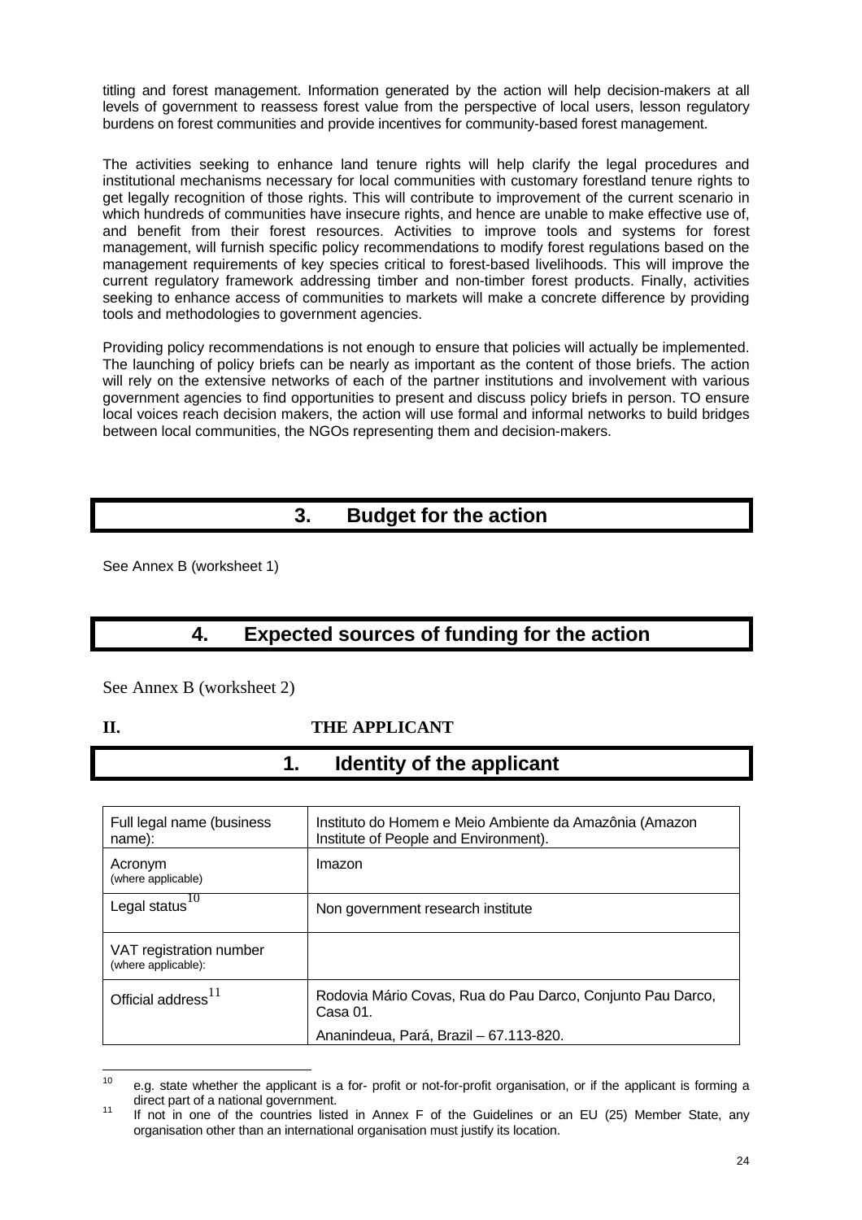titling and forest management. Information generated by the action will help decision-makers at all levels of government to reassess forest value from the perspective of local users, lesson regulatory burdens on forest communities and provide incentives for community-based forest management.

The activities seeking to enhance land tenure rights will help clarify the legal procedures and institutional mechanisms necessary for local communities with customary forestland tenure rights to get legally recognition of those rights. This will contribute to improvement of the current scenario in which hundreds of communities have insecure rights, and hence are unable to make effective use of, and benefit from their forest resources. Activities to improve tools and systems for forest management, will furnish specific policy recommendations to modify forest regulations based on the management requirements of key species critical to forest-based livelihoods. This will improve the current regulatory framework addressing timber and non-timber forest products. Finally, activities seeking to enhance access of communities to markets will make a concrete difference by providing tools and methodologies to government agencies.

Providing policy recommendations is not enough to ensure that policies will actually be implemented. The launching of policy briefs can be nearly as important as the content of those briefs. The action will rely on the extensive networks of each of the partner institutions and involvement with various government agencies to find opportunities to present and discuss policy briefs in person. TO ensure local voices reach decision makers, the action will use formal and informal networks to build bridges between local communities, the NGOs representing them and decision-makers.

## 3. Budget for the action

See Annex B (worksheet 1)

## 4. Expected sources of funding for the action

See Annex B (worksheet 2)

# II. THE APPLICANT

## 1. Identity of the applicant

| Full legal name (business name): | Instituto do Homem e Meio Ambiente da Amazônia (Amazon Institute of People and Environment). |
|---|---|
| Acronym (where applicable) | Imazon |
| Legal status[10] | Non government research institute |
| VAT registration number (where applicable): | |
| Official address[11] | Rodovia Mário Covas, Rua do Pau Darco, Conjunto Pau Darco, Casa 01. Ananindeua, Pará, Brazil – 67.113-820. |

[10] e.g. state whether the applicant is a for- profit or not-for-profit organisation, or if the applicant is forming a direct part of a national government.

[11] If not in one of the countries listed in Annex F of the Guidelines or an EU (25) Member State, any organisation other than an international organisation must justify its location.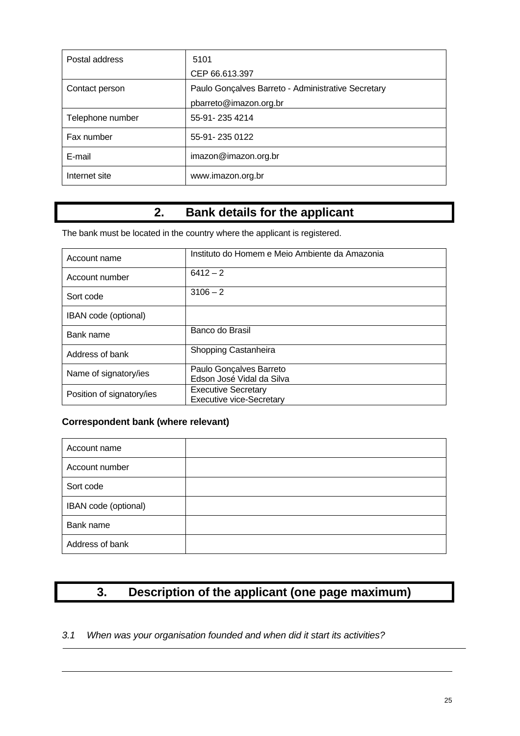| Postal address | 5101<br>CEP 66.613.397 |
|---|---|
| Contact person | Paulo Gonçalves Barreto - Administrative Secretary<br>pbarreto@imazon.org.br |
| Telephone number | 55-91- 235 4214 |
| Fax number | 55-91- 235 0122 |
| E-mail | imazon@imazon.org.br |
| Internet site | www.imazon.org.br |

## 2. Bank details for the applicant

The bank must be located in the country where the applicant is registered.

| Account name | Instituto do Homem e Meio Ambiente da Amazonia |
|---|---|
| Account number | 6412 – 2 |
| Sort code | 3106 – 2 |
| IBAN code (optional) | |
| Bank name | Banco do Brasil |
| Address of bank | Shopping Castanheira |
| Name of signatory/ies | Paulo Gonçalves Barreto<br>Edson José Vidal da Silva |
| Position of signatory/ies | Executive Secretary<br>Executive vice-Secretary |

**Correspondent bank (where relevant)**

| Account name | |
|---|---|
| Account number | |
| Sort code | |
| IBAN code (optional) | |
| Bank name | |
| Address of bank | |

## 3. Description of the applicant (one page maximum)

*3.1 When was your organisation founded and when did it start its activities?*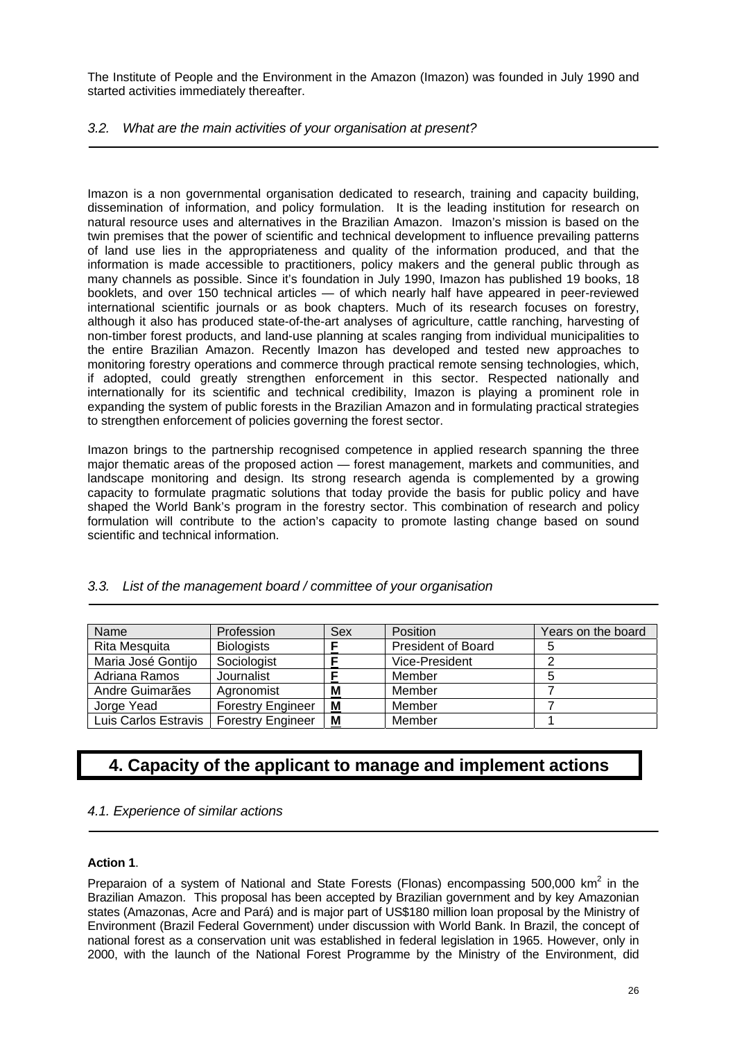The Institute of People and the Environment in the Amazon (Imazon) was founded in July 1990 and started activities immediately thereafter.

*3.2. What are the main activities of your organisation at present?*

Imazon is a non governmental organisation dedicated to research, training and capacity building, dissemination of information, and policy formulation. It is the leading institution for research on natural resource uses and alternatives in the Brazilian Amazon. Imazon's mission is based on the twin premises that the power of scientific and technical development to influence prevailing patterns of land use lies in the appropriateness and quality of the information produced, and that the information is made accessible to practitioners, policy makers and the general public through as many channels as possible. Since it's foundation in July 1990, Imazon has published 19 books, 18 booklets, and over 150 technical articles — of which nearly half have appeared in peer-reviewed international scientific journals or as book chapters. Much of its research focuses on forestry, although it also has produced state-of-the-art analyses of agriculture, cattle ranching, harvesting of non-timber forest products, and land-use planning at scales ranging from individual municipalities to the entire Brazilian Amazon. Recently Imazon has developed and tested new approaches to monitoring forestry operations and commerce through practical remote sensing technologies, which, if adopted, could greatly strengthen enforcement in this sector. Respected nationally and internationally for its scientific and technical credibility, Imazon is playing a prominent role in expanding the system of public forests in the Brazilian Amazon and in formulating practical strategies to strengthen enforcement of policies governing the forest sector.

Imazon brings to the partnership recognised competence in applied research spanning the three major thematic areas of the proposed action — forest management, markets and communities, and landscape monitoring and design. Its strong research agenda is complemented by a growing capacity to formulate pragmatic solutions that today provide the basis for public policy and have shaped the World Bank's program in the forestry sector. This combination of research and policy formulation will contribute to the action's capacity to promote lasting change based on sound scientific and technical information.

*3.3. List of the management board / committee of your organisation*

| Name | Profession | Sex | Position | Years on the board |
|---|---|---|---|---|
| Rita Mesquita | Biologists | **F** | President of Board | 5 |
| Maria José Gontijo | Sociologist | **F** | Vice-President | 2 |
| Adriana Ramos | Journalist | **F** | Member | 5 |
| Andre Guimarães | Agronomist | **M** | Member | 7 |
| Jorge Yead | Forestry Engineer | **M** | Member | 7 |
| Luis Carlos Estravis | Forestry Engineer | **M** | Member | 1 |

# 4. Capacity of the applicant to manage and implement actions

*4.1. Experience of similar actions*

**Action 1**.

Preparaion of a system of National and State Forests (Flonas) encompassing 500,000 $km^2$ in the Brazilian Amazon. This proposal has been accepted by Brazilian government and by key Amazonian states (Amazonas, Acre and Pará) and is major part of US$180 million loan proposal by the Ministry of Environment (Brazil Federal Government) under discussion with World Bank. In Brazil, the concept of national forest as a conservation unit was established in federal legislation in 1965. However, only in 2000, with the launch of the National Forest Programme by the Ministry of the Environment, did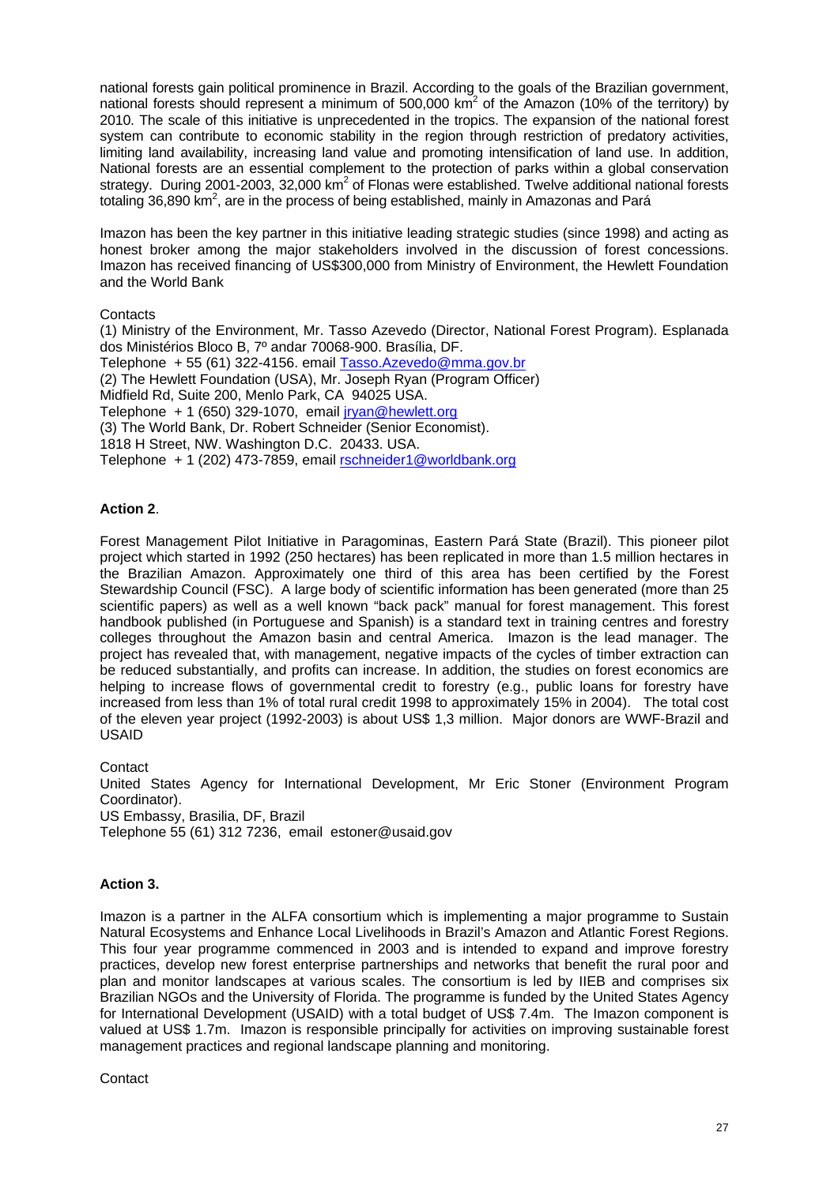national forests gain political prominence in Brazil. According to the goals of the Brazilian government, national forests should represent a minimum of 500,000 km$^2$ of the Amazon (10% of the territory) by 2010. The scale of this initiative is unprecedented in the tropics. The expansion of the national forest system can contribute to economic stability in the region through restriction of predatory activities, limiting land availability, increasing land value and promoting intensification of land use. In addition, National forests are an essential complement to the protection of parks within a global conservation strategy. During 2001-2003, 32,000 km$^2$ of Flonas were established. Twelve additional national forests totaling 36,890 km$^2$, are in the process of being established, mainly in Amazonas and Pará

Imazon has been the key partner in this initiative leading strategic studies (since 1998) and acting as honest broker among the major stakeholders involved in the discussion of forest concessions. Imazon has received financing of US$300,000 from Ministry of Environment, the Hewlett Foundation and the World Bank

Contacts

(1) Ministry of the Environment, Mr. Tasso Azevedo (Director, National Forest Program). Esplanada dos Ministérios Bloco B, 7º andar 70068-900. Brasília, DF.
Telephone + 55 (61) 322-4156. email Tasso.Azevedo@mma.gov.br
(2) The Hewlett Foundation (USA), Mr. Joseph Ryan (Program Officer)
Midfield Rd, Suite 200, Menlo Park, CA 94025 USA.
Telephone + 1 (650) 329-1070, email jryan@hewlett.org
(3) The World Bank, Dr. Robert Schneider (Senior Economist).
1818 H Street, NW. Washington D.C. 20433. USA.
Telephone + 1 (202) 473-7859, email rschneider1@worldbank.org

**Action 2**.

Forest Management Pilot Initiative in Paragominas, Eastern Pará State (Brazil). This pioneer pilot project which started in 1992 (250 hectares) has been replicated in more than 1.5 million hectares in the Brazilian Amazon. Approximately one third of this area has been certified by the Forest Stewardship Council (FSC). A large body of scientific information has been generated (more than 25 scientific papers) as well as a well known "back pack" manual for forest management. This forest handbook published (in Portuguese and Spanish) is a standard text in training centres and forestry colleges throughout the Amazon basin and central America. Imazon is the lead manager. The project has revealed that, with management, negative impacts of the cycles of timber extraction can be reduced substantially, and profits can increase. In addition, the studies on forest economics are helping to increase flows of governmental credit to forestry (e.g., public loans for forestry have increased from less than 1% of total rural credit 1998 to approximately 15% in 2004). The total cost of the eleven year project (1992-2003) is about US$ 1,3 million. Major donors are WWF-Brazil and USAID

Contact

United States Agency for International Development, Mr Eric Stoner (Environment Program Coordinator).
US Embassy, Brasilia, DF, Brazil
Telephone 55 (61) 312 7236, email estoner@usaid.gov

**Action 3.**

Imazon is a partner in the ALFA consortium which is implementing a major programme to Sustain Natural Ecosystems and Enhance Local Livelihoods in Brazil's Amazon and Atlantic Forest Regions. This four year programme commenced in 2003 and is intended to expand and improve forestry practices, develop new forest enterprise partnerships and networks that benefit the rural poor and plan and monitor landscapes at various scales. The consortium is led by IIEB and comprises six Brazilian NGOs and the University of Florida. The programme is funded by the United States Agency for International Development (USAID) with a total budget of US$ 7.4m. The Imazon component is valued at US$ 1.7m. Imazon is responsible principally for activities on improving sustainable forest management practices and regional landscape planning and monitoring.

Contact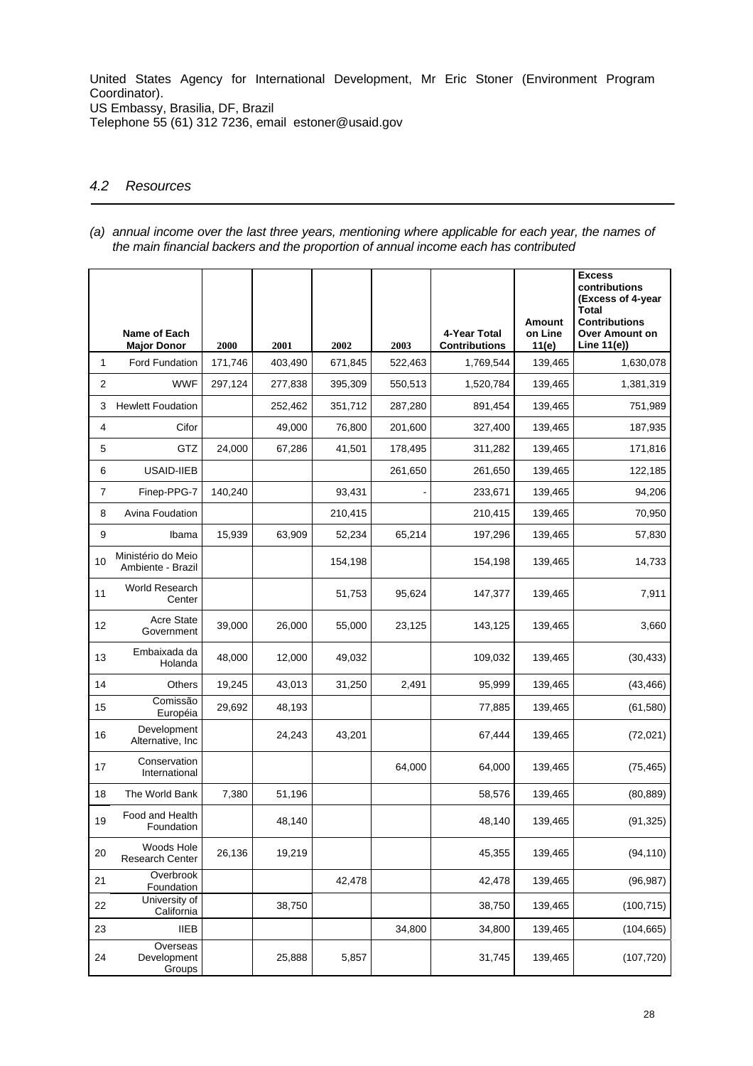United States Agency for International Development, Mr Eric Stoner (Environment Program Coordinator).
US Embassy, Brasilia, DF, Brazil
Telephone 55 (61) 312 7236, email estoner@usaid.gov

### *4.2 Resources*

*(a) annual income over the last three years, mentioning where applicable for each year, the names of the main financial backers and the proportion of annual income each has contributed*

| | Name of Each Major Donor | 2000 | 2001 | 2002 | 2003 | 4-Year Total Contributions | Amount on Line 11(e) | Excess contributions (Excess of 4-year Total Contributions Over Amount on Line 11(e)) |
|---|---|---|---|---|---|---|---|---|
| 1 | Ford Fundation | 171,746 | 403,490 | 671,845 | 522,463 | 1,769,544 | 139,465 | 1,630,078 |
| 2 | WWF | 297,124 | 277,838 | 395,309 | 550,513 | 1,520,784 | 139,465 | 1,381,319 |
| 3 | Hewlett Foudation | | 252,462 | 351,712 | 287,280 | 891,454 | 139,465 | 751,989 |
| 4 | Cifor | | 49,000 | 76,800 | 201,600 | 327,400 | 139,465 | 187,935 |
| 5 | GTZ | 24,000 | 67,286 | 41,501 | 178,495 | 311,282 | 139,465 | 171,816 |
| 6 | USAID-IIEB | | | | 261,650 | 261,650 | 139,465 | 122,185 |
| 7 | Finep-PPG-7 | 140,240 | | 93,431 | - | 233,671 | 139,465 | 94,206 |
| 8 | Avina Foudation | | | 210,415 | | 210,415 | 139,465 | 70,950 |
| 9 | Ibama | 15,939 | 63,909 | 52,234 | 65,214 | 197,296 | 139,465 | 57,830 |
| 10 | Ministério do Meio Ambiente - Brazil | | | 154,198 | | 154,198 | 139,465 | 14,733 |
| 11 | World Research Center | | | 51,753 | 95,624 | 147,377 | 139,465 | 7,911 |
| 12 | Acre State Government | 39,000 | 26,000 | 55,000 | 23,125 | 143,125 | 139,465 | 3,660 |
| 13 | Embaixada da Holanda | 48,000 | 12,000 | 49,032 | | 109,032 | 139,465 | (30,433) |
| 14 | Others | 19,245 | 43,013 | 31,250 | 2,491 | 95,999 | 139,465 | (43,466) |
| 15 | Comissão Européia | 29,692 | 48,193 | | | 77,885 | 139,465 | (61,580) |
| 16 | Development Alternative, Inc | | 24,243 | 43,201 | | 67,444 | 139,465 | (72,021) |
| 17 | Conservation International | | | | 64,000 | 64,000 | 139,465 | (75,465) |
| 18 | The World Bank | 7,380 | 51,196 | | | 58,576 | 139,465 | (80,889) |
| 19 | Food and Health Foundation | | 48,140 | | | 48,140 | 139,465 | (91,325) |
| 20 | Woods Hole Research Center | 26,136 | 19,219 | | | 45,355 | 139,465 | (94,110) |
| 21 | Overbrook Foundation | | | 42,478 | | 42,478 | 139,465 | (96,987) |
| 22 | University of California | | 38,750 | | | 38,750 | 139,465 | (100,715) |
| 23 | IIEB | | | | 34,800 | 34,800 | 139,465 | (104,665) |
| 24 | Overseas Development Groups | | 25,888 | 5,857 | | 31,745 | 139,465 | (107,720) |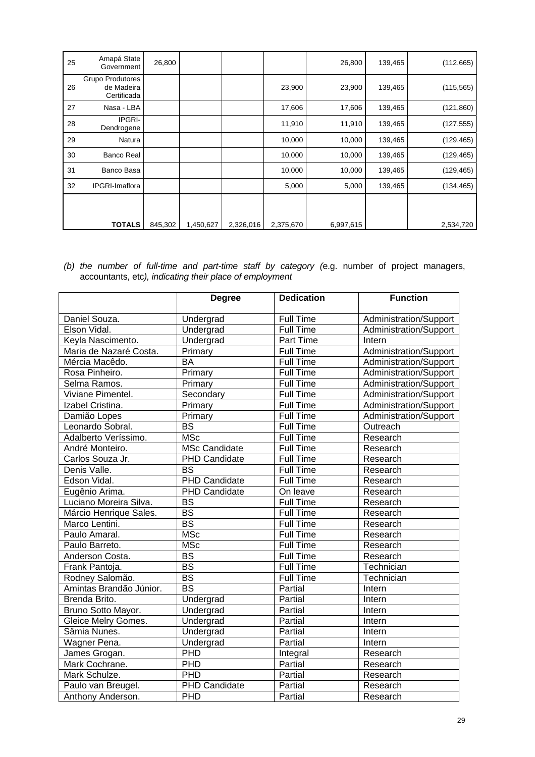| 25 | Amapá State Government | 26,800 | | | | 26,800 | 139,465 | (112,665) |
|---|---|---|---|---|---|---|---|---|
| 26 | Grupo Produtores de Madeira Certificada | | | | 23,900 | 23,900 | 139,465 | (115,565) |
| 27 | Nasa - LBA | | | | 17,606 | 17,606 | 139,465 | (121,860) |
| 28 | IPGRI-Dendrogene | | | | 11,910 | 11,910 | 139,465 | (127,555) |
| 29 | Natura | | | | 10,000 | 10,000 | 139,465 | (129,465) |
| 30 | Banco Real | | | | 10,000 | 10,000 | 139,465 | (129,465) |
| 31 | Banco Basa | | | | 10,000 | 10,000 | 139,465 | (129,465) |
| 32 | IPGRI-Imaflora | | | | 5,000 | 5,000 | 139,465 | (134,465) |
| | **TOTALS** | 845,302 | 1,450,627 | 2,326,016 | 2,375,670 | 6,997,615 | | 2,534,720 |

*(b) the number of full-time and part-time staff by category (*e.g. number of project managers, accountants, etc*), indicating their place of employment*

| | Degree | Dedication | Function |
|---|---|---|---|
| Daniel Souza. | Undergrad | Full Time | Administration/Support |
| Elson Vidal. | Undergrad | Full Time | Administration/Support |
| Keyla Nascimento. | Undergrad | Part Time | Intern |
| Maria de Nazaré Costa. | Primary | Full Time | Administration/Support |
| Mércia Macêdo. | BA | Full Time | Administration/Support |
| Rosa Pinheiro. | Primary | Full Time | Administration/Support |
| Selma Ramos. | Primary | Full Time | Administration/Support |
| Viviane Pimentel. | Secondary | Full Time | Administration/Support |
| Izabel Cristina. | Primary | Full Time | Administration/Support |
| Damião Lopes | Primary | Full Time | Administration/Support |
| Leonardo Sobral. | BS | Full Time | Outreach |
| Adalberto Veríssimo. | MSc | Full Time | Research |
| André Monteiro. | MSc Candidate | Full Time | Research |
| Carlos Souza Jr. | PHD Candidate | Full Time | Research |
| Denis Valle. | BS | Full Time | Research |
| Edson Vidal. | PHD Candidate | Full Time | Research |
| Eugênio Arima. | PHD Candidate | On leave | Research |
| Luciano Moreira Silva. | BS | Full Time | Research |
| Márcio Henrique Sales. | BS | Full Time | Research |
| Marco Lentini. | BS | Full Time | Research |
| Paulo Amaral. | MSc | Full Time | Research |
| Paulo Barreto. | MSc | Full Time | Research |
| Anderson Costa. | BS | Full Time | Research |
| Frank Pantoja. | BS | Full Time | Technician |
| Rodney Salomão. | BS | Full Time | Technician |
| Amintas Brandão Júnior. | BS | Partial | Intern |
| Brenda Brito. | Undergrad | Partial | Intern |
| Bruno Sotto Mayor. | Undergrad | Partial | Intern |
| Gleice Melry Gomes. | Undergrad | Partial | Intern |
| Sâmia Nunes. | Undergrad | Partial | Intern |
| Wagner Pena. | Undergrad | Partial | Intern |
| James Grogan. | PHD | Integral | Research |
| Mark Cochrane. | PHD | Partial | Research |
| Mark Schulze. | PHD | Partial | Research |
| Paulo van Breugel. | PHD Candidate | Partial | Research |
| Anthony Anderson. | PHD | Partial | Research |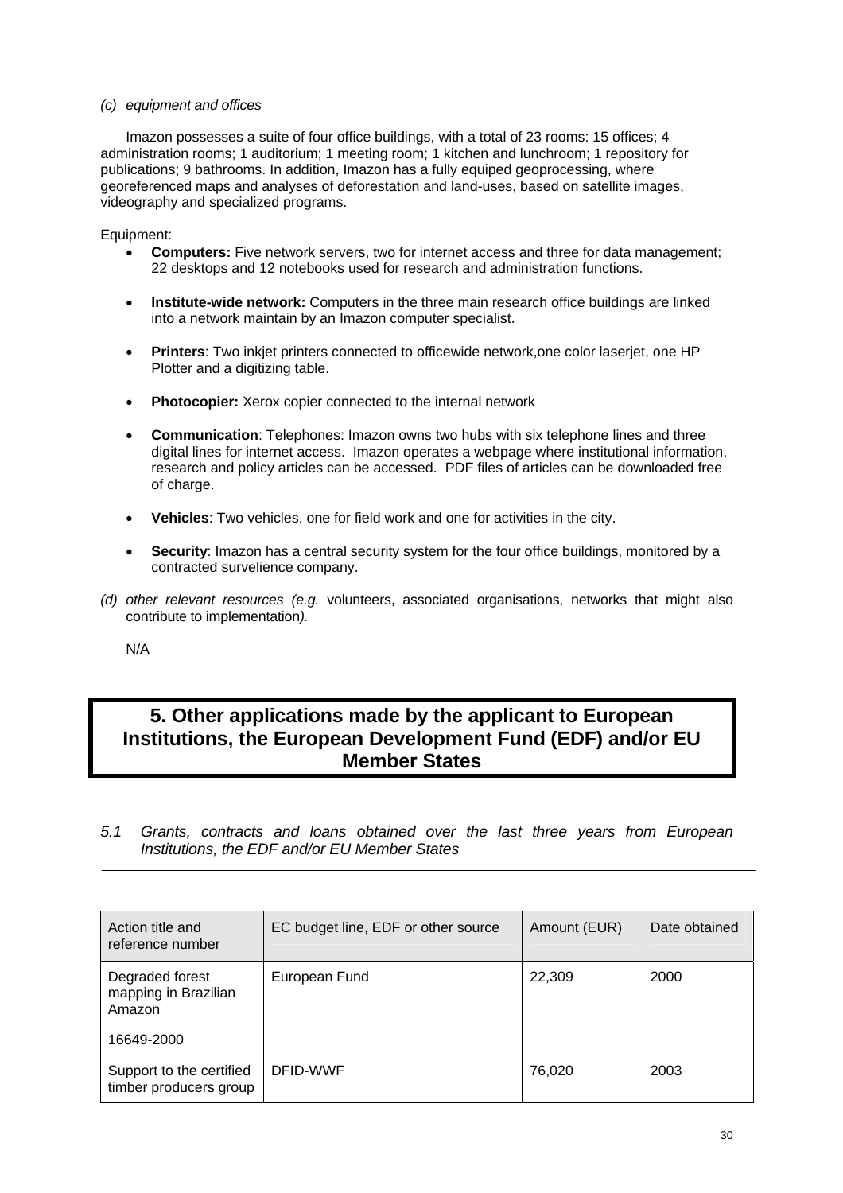*(c) equipment and offices*

Imazon possesses a suite of four office buildings, with a total of 23 rooms: 15 offices; 4 administration rooms; 1 auditorium; 1 meeting room; 1 kitchen and lunchroom; 1 repository for publications; 9 bathrooms. In addition, Imazon has a fully equiped geoprocessing, where georeferenced maps and analyses of deforestation and land-uses, based on satellite images, videography and specialized programs.

Equipment:

- **Computers:** Five network servers, two for internet access and three for data management; 22 desktops and 12 notebooks used for research and administration functions.
- **Institute-wide network:** Computers in the three main research office buildings are linked into a network maintain by an Imazon computer specialist.
- **Printers**: Two inkjet printers connected to officewide network,one color laserjet, one HP Plotter and a digitizing table.
- **Photocopier:** Xerox copier connected to the internal network
- **Communication**: Telephones: Imazon owns two hubs with six telephone lines and three digital lines for internet access. Imazon operates a webpage where institutional information, research and policy articles can be accessed. PDF files of articles can be downloaded free of charge.
- **Vehicles**: Two vehicles, one for field work and one for activities in the city.
- **Security**: Imazon has a central security system for the four office buildings, monitored by a contracted survelience company.

*(d) other relevant resources (e.g.* volunteers, associated organisations, networks that might also contribute to implementation*).*

N/A

# 5. Other applications made by the applicant to European Institutions, the European Development Fund (EDF) and/or EU Member States

*5.1 Grants, contracts and loans obtained over the last three years from European Institutions, the EDF and/or EU Member States*

| Action title and reference number | EC budget line, EDF or other source | Amount (EUR) | Date obtained |
|---|---|---|---|
| Degraded forest mapping in Brazilian Amazon<br><br>16649-2000 | European Fund | 22,309 | 2000 |
| Support to the certified timber producers group | DFID-WWF | 76,020 | 2003 |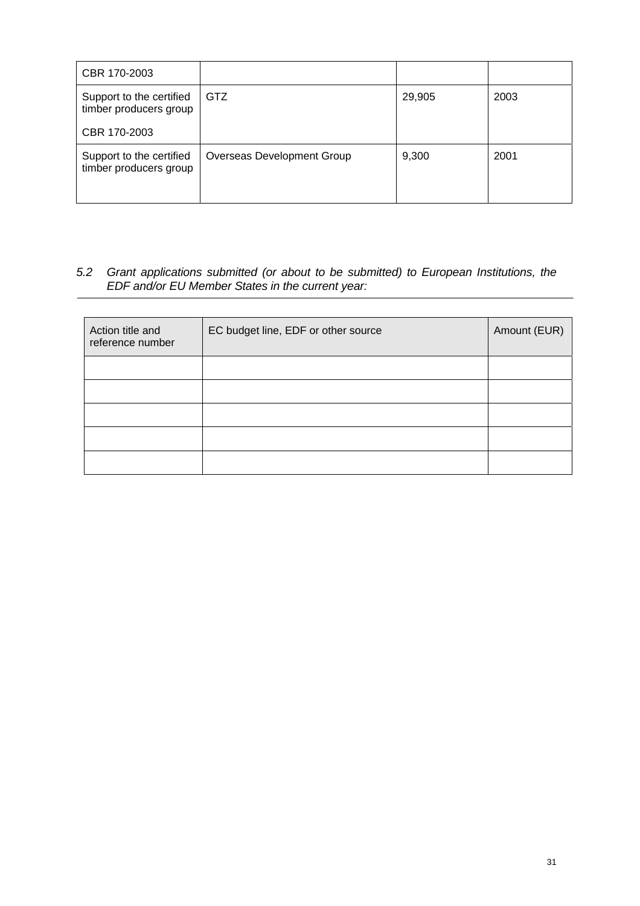| CBR 170-2003 | | | |
|---|---|---|---|
| Support to the certified timber producers group<br><br>CBR 170-2003 | GTZ | 29,905 | 2003 |
| Support to the certified timber producers group | Overseas Development Group | 9,300 | 2001 |

*5.2 Grant applications submitted (or about to be submitted) to European Institutions, the EDF and/or EU Member States in the current year:*

| Action title and reference number | EC budget line, EDF or other source | Amount (EUR) |
|---|---|---|
| | | |
| | | |
| | | |
| | | |
| | | |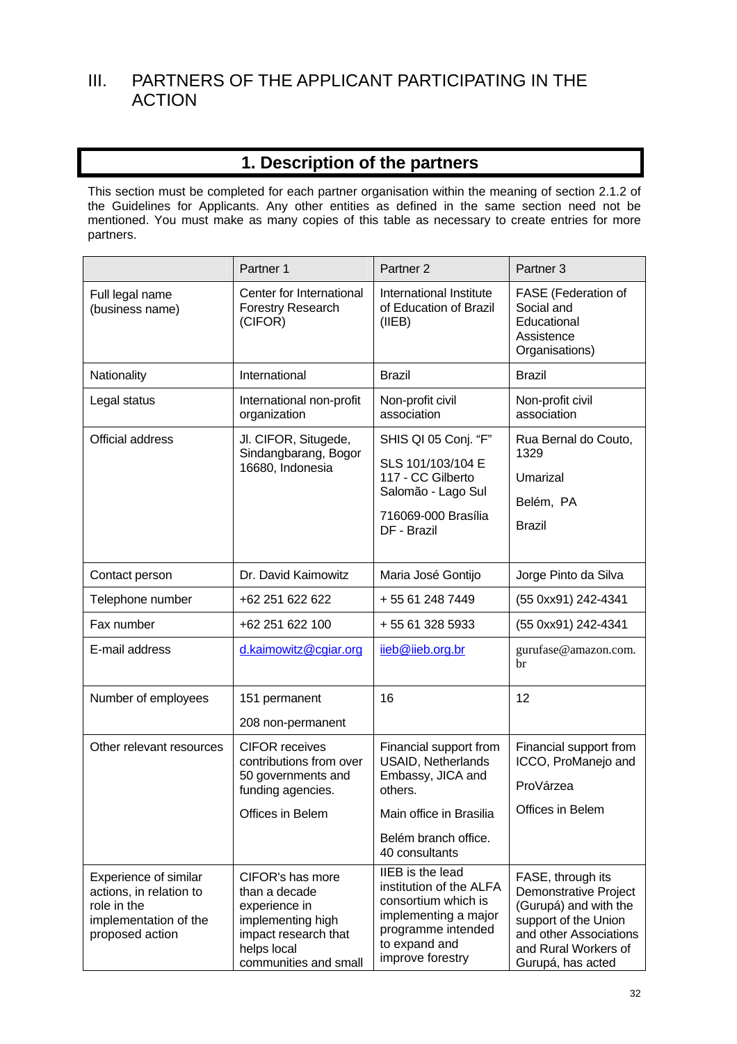# III. PARTNERS OF THE APPLICANT PARTICIPATING IN THE ACTION

## 1. Description of the partners

This section must be completed for each partner organisation within the meaning of section 2.1.2 of the Guidelines for Applicants. Any other entities as defined in the same section need not be mentioned. You must make as many copies of this table as necessary to create entries for more partners.

| | Partner 1 | Partner 2 | Partner 3 |
|---|---|---|---|
| Full legal name (business name) | Center for International Forestry Research (CIFOR) | International Institute of Education of Brazil (IIEB) | FASE (Federation of Social and Educational Assistence Organisations) |
| Nationality | International | Brazil | Brazil |
| Legal status | International non-profit organization | Non-profit civil association | Non-profit civil association |
| Official address | Jl. CIFOR, Situgede, Sindangbarang, Bogor 16680, Indonesia | SHIS QI 05 Conj. "F"<br>SLS 101/103/104 E 117 - CC Gilberto Salomão - Lago Sul<br>716069-000 Brasília DF - Brazil | Rua Bernal do Couto, 1329<br>Umarizal<br>Belém, PA<br>Brazil |
| Contact person | Dr. David Kaimowitz | Maria José Gontijo | Jorge Pinto da Silva |
| Telephone number | +62 251 622 622 | + 55 61 248 7449 | (55 0xx91) 242-4341 |
| Fax number | +62 251 622 100 | + 55 61 328 5933 | (55 0xx91) 242-4341 |
| E-mail address | d.kaimowitz@cgiar.org | ieb@iieb.org.br | gurufase@amazon.com.br |
| Number of employees | 151 permanent<br>208 non-permanent | 16 | 12 |
| Other relevant resources | CIFOR receives contributions from over 50 governments and funding agencies.<br>Offices in Belem | Financial support from USAID, Netherlands Embassy, JICA and others.<br>Main office in Brasilia<br>Belém branch office. 40 consultants | Financial support from ICCO, ProManejo and<br>ProVárzea<br>Offices in Belem |
| Experience of similar actions, in relation to role in the implementation of the proposed action | CIFOR's has more than a decade experience in implementing high impact research that helps local communities and small | IIEB is the lead institution of the ALFA consortium which is implementing a major programme intended to expand and improve forestry | FASE, through its Demonstrative Project (Gurupá) and with the support of the Union and other Associations and Rural Workers of Gurupá, has acted |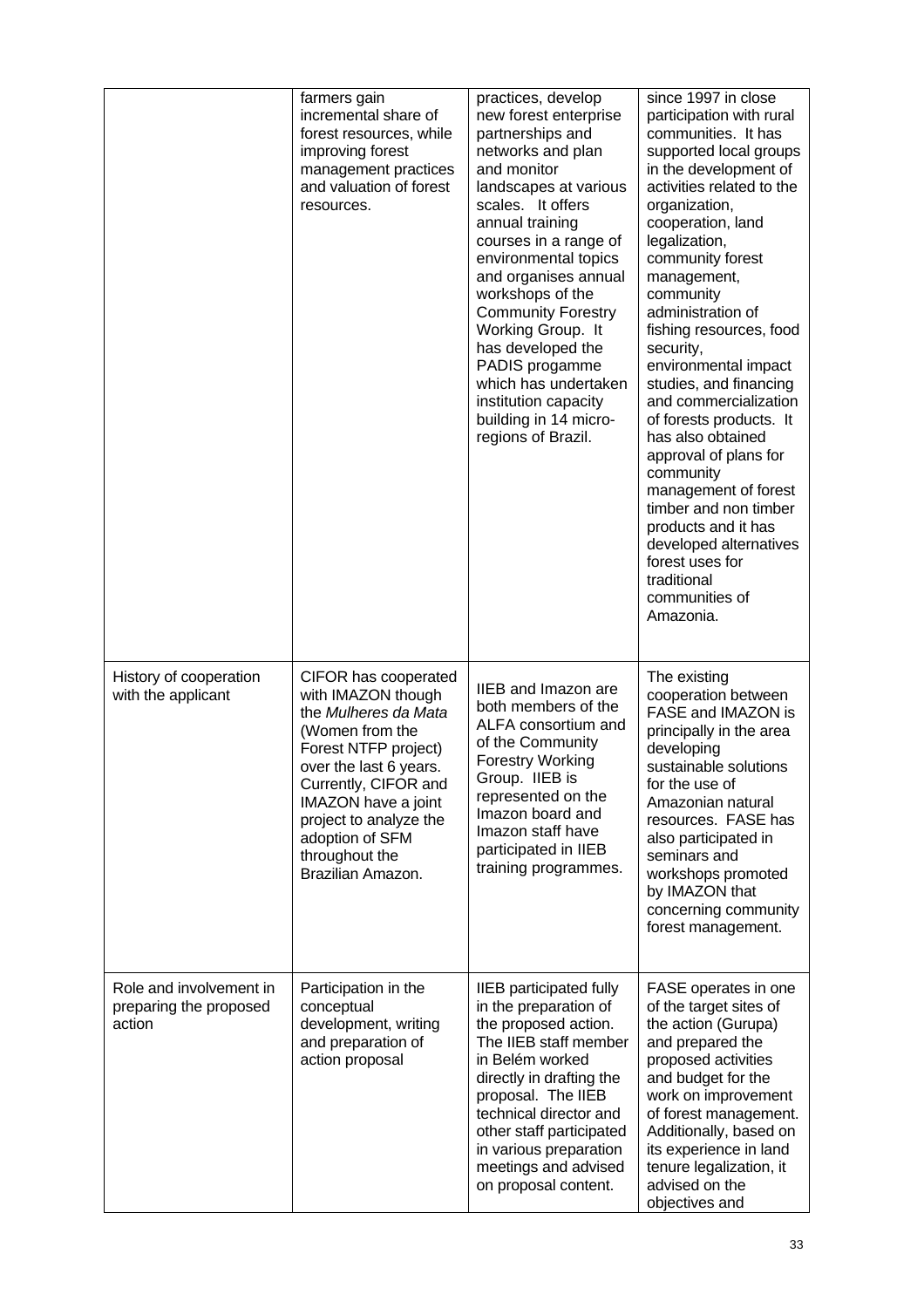|  |  |  |  |
| --- | --- | --- | --- |
|  | farmers gain incremental share of forest resources, while improving forest management practices and valuation of forest resources. | practices, develop new forest enterprise partnerships and networks and plan and monitor landscapes at various scales. It offers annual training courses in a range of environmental topics and organises annual workshops of the Community Forestry Working Group. It has developed the PADIS progamme which has undertaken institution capacity building in 14 micro-regions of Brazil. | since 1997 in close participation with rural communities. It has supported local groups in the development of activities related to the organization, cooperation, land legalization, community forest management, community administration of fishing resources, food security, environmental impact studies, and financing and commercialization of forests products. It has also obtained approval of plans for community management of forest timber and non timber products and it has developed alternatives forest uses for traditional communities of Amazonia. |
| History of cooperation with the applicant | CIFOR has cooperated with IMAZON though the *Mulheres da Mata* (Women from the Forest NTFP project) over the last 6 years. Currently, CIFOR and IMAZON have a joint project to analyze the adoption of SFM throughout the Brazilian Amazon. | IIEB and Imazon are both members of the ALFA consortium and of the Community Forestry Working Group. IIEB is represented on the Imazon board and Imazon staff have participated in IIEB training programmes. | The existing cooperation between FASE and IMAZON is principally in the area developing sustainable solutions for the use of Amazonian natural resources. FASE has also participated in seminars and workshops promoted by IMAZON that concerning community forest management. |
| Role and involvement in preparing the proposed action | Participation in the conceptual development, writing and preparation of action proposal | IIEB participated fully in the preparation of the proposed action. The IIEB staff member in Belém worked directly in drafting the proposal. The IIEB technical director and other staff participated in various preparation meetings and advised on proposal content. | FASE operates in one of the target sites of the action (Gurupa) and prepared the proposed activities and budget for the work on improvement of forest management. Additionally, based on its experience in land tenure legalization, it advised on the objectives and |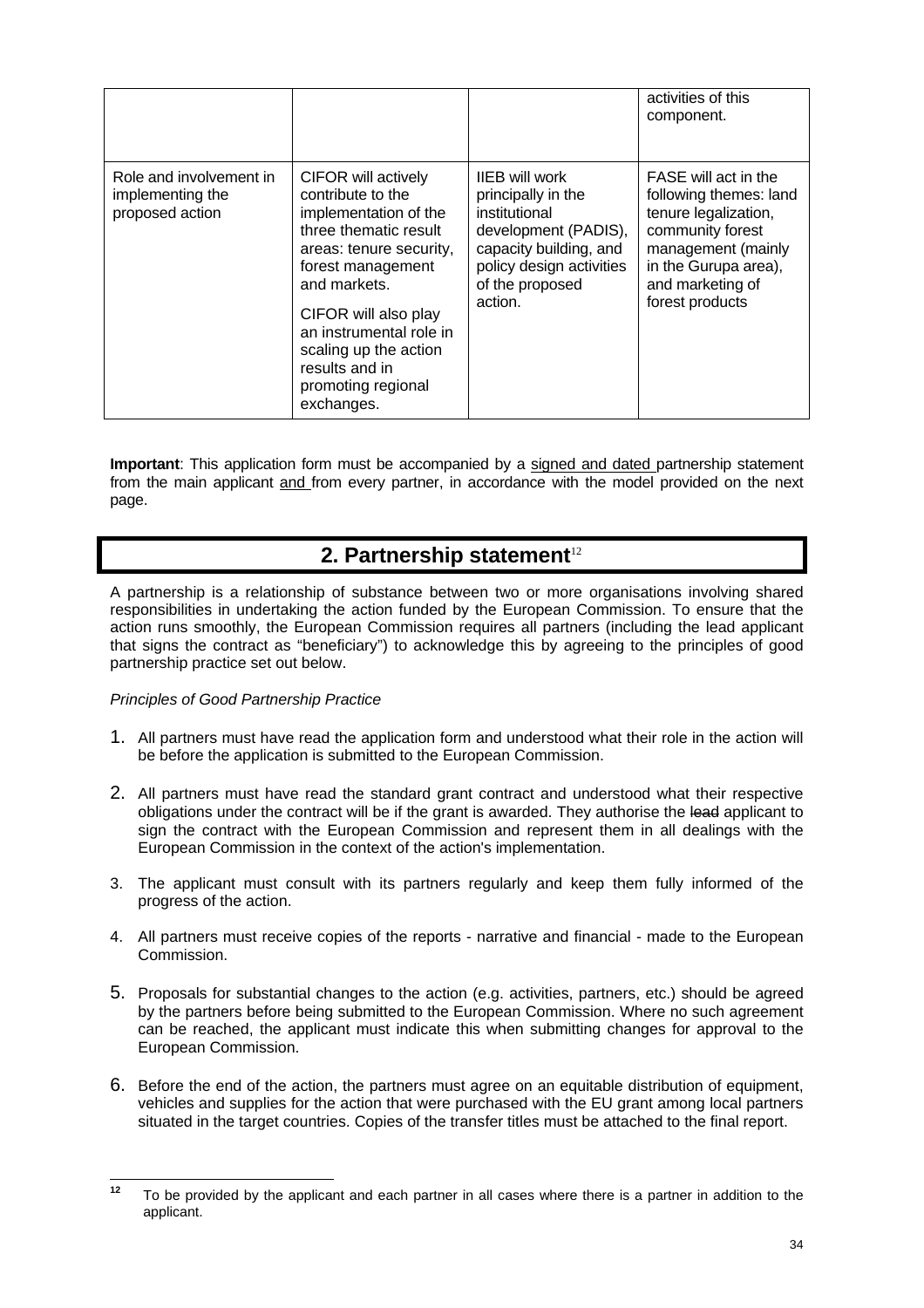| | | | activities of this component. |
|---|---|---|---|
| Role and involvement in implementing the proposed action | CIFOR will actively contribute to the implementation of the three thematic result areas: tenure security, forest management and markets.<br><br>CIFOR will also play an instrumental role in scaling up the action results and in promoting regional exchanges. | IIEB will work principally in the institutional development (PADIS), capacity building, and policy design activities of the proposed action. | FASE will act in the following themes: land tenure legalization, community forest management (mainly in the Gurupa area), and marketing of forest products |

**Important**: This application form must be accompanied by a signed and dated partnership statement from the main applicant and from every partner, in accordance with the model provided on the next page.

## 2. Partnership statement[12]

A partnership is a relationship of substance between two or more organisations involving shared responsibilities in undertaking the action funded by the European Commission. To ensure that the action runs smoothly, the European Commission requires all partners (including the lead applicant that signs the contract as "beneficiary") to acknowledge this by agreeing to the principles of good partnership practice set out below.

*Principles of Good Partnership Practice*

1. All partners must have read the application form and understood what their role in the action will be before the application is submitted to the European Commission.
2. All partners must have read the standard grant contract and understood what their respective obligations under the contract will be if the grant is awarded. They authorise the ~~lead~~ applicant to sign the contract with the European Commission and represent them in all dealings with the European Commission in the context of the action's implementation.
3. The applicant must consult with its partners regularly and keep them fully informed of the progress of the action.
4. All partners must receive copies of the reports - narrative and financial - made to the European Commission.
5. Proposals for substantial changes to the action (e.g. activities, partners, etc.) should be agreed by the partners before being submitted to the European Commission. Where no such agreement can be reached, the applicant must indicate this when submitting changes for approval to the European Commission.
6. Before the end of the action, the partners must agree on an equitable distribution of equipment, vehicles and supplies for the action that were purchased with the EU grant among local partners situated in the target countries. Copies of the transfer titles must be attached to the final report.

[12] To be provided by the applicant and each partner in all cases where there is a partner in addition to the applicant.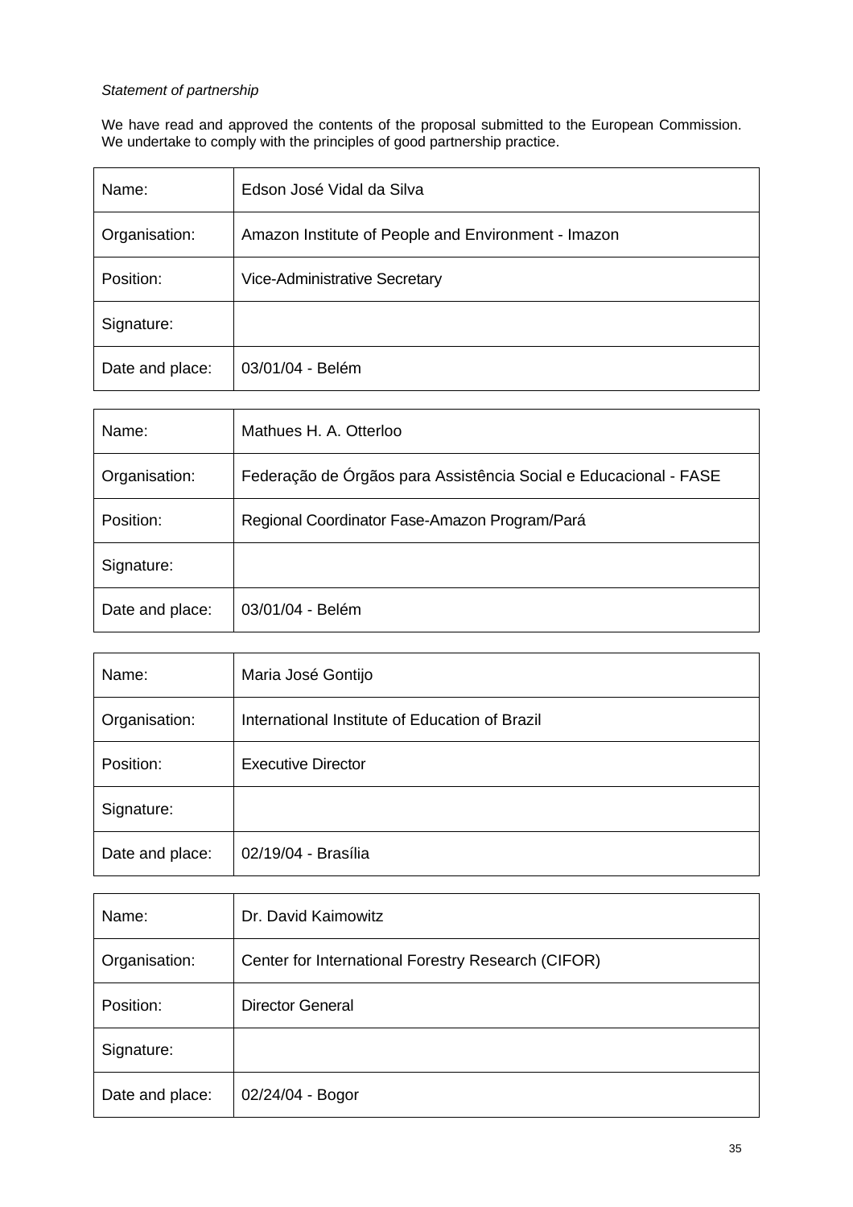*Statement of partnership*

We have read and approved the contents of the proposal submitted to the European Commission. We undertake to comply with the principles of good partnership practice.

| | |
|---|---|
| Name: | Edson José Vidal da Silva |
| Organisation: | Amazon Institute of People and Environment - Imazon |
| Position: | Vice-Administrative Secretary |
| Signature: | |
| Date and place: | 03/01/04 - Belém |

| | |
|---|---|
| Name: | Mathues H. A. Otterloo |
| Organisation: | Federação de Órgãos para Assistência Social e Educacional - FASE |
| Position: | Regional Coordinator Fase-Amazon Program/Pará |
| Signature: | |
| Date and place: | 03/01/04 - Belém |

| | |
|---|---|
| Name: | Maria José Gontijo |
| Organisation: | International Institute of Education of Brazil |
| Position: | Executive Director |
| Signature: | |
| Date and place: | 02/19/04 - Brasília |

| | |
|---|---|
| Name: | Dr. David Kaimowitz |
| Organisation: | Center for International Forestry Research (CIFOR) |
| Position: | Director General |
| Signature: | |
| Date and place: | 02/24/04 - Bogor |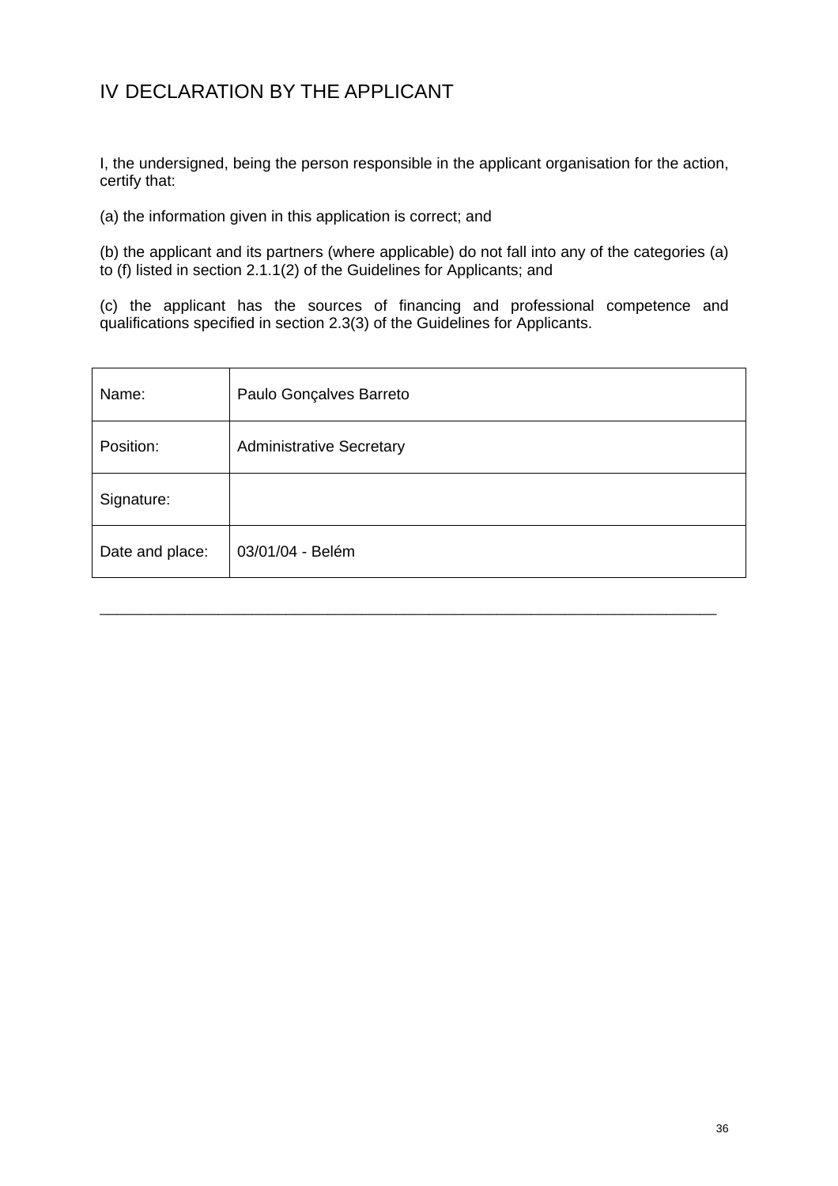# IV DECLARATION BY THE APPLICANT

I, the undersigned, being the person responsible in the applicant organisation for the action, certify that:

(a) the information given in this application is correct; and

(b) the applicant and its partners (where applicable) do not fall into any of the categories (a) to (f) listed in section 2.1.1(2) of the Guidelines for Applicants; and

(c) the applicant has the sources of financing and professional competence and qualifications specified in section 2.3(3) of the Guidelines for Applicants.

| | |
|---|---|
| Name: | Paulo Gonçalves Barreto |
| Position: | Administrative Secretary |
| Signature: | |
| Date and place: | 03/01/04 - Belém |

---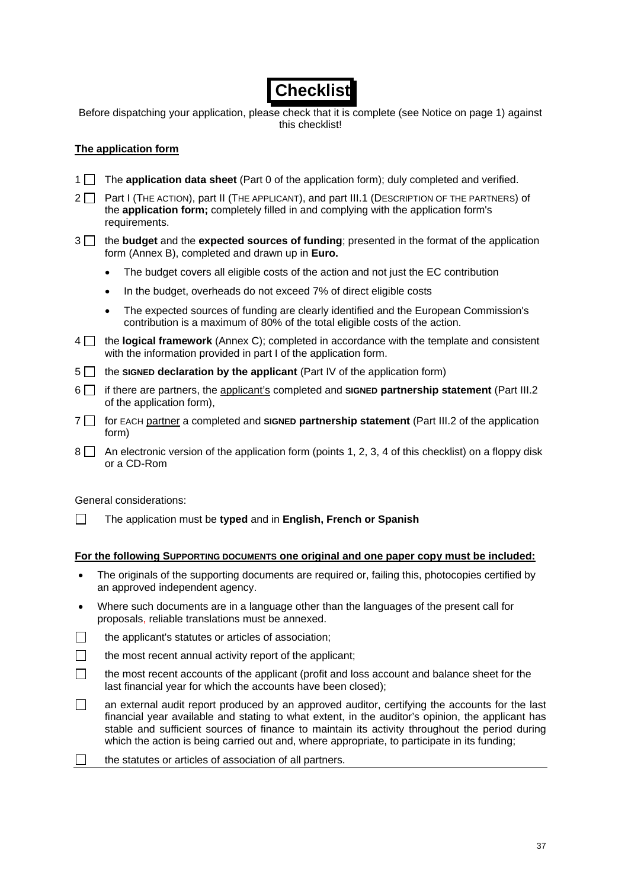# Checklist

Before dispatching your application, please check that it is complete (see Notice on page 1) against this checklist!

**The application form**

1 ☐ The **application data sheet** (Part 0 of the application form); duly completed and verified.

2 ☐ Part I (THE ACTION), part II (THE APPLICANT), and part III.1 (DESCRIPTION OF THE PARTNERS) of the **application form;** completely filled in and complying with the application form's requirements.

3 ☐ the **budget** and the **expected sources of funding**; presented in the format of the application form (Annex B), completed and drawn up in **Euro.**

- The budget covers all eligible costs of the action and not just the EC contribution
- In the budget, overheads do not exceed 7% of direct eligible costs
- The expected sources of funding are clearly identified and the European Commission's contribution is a maximum of 80% of the total eligible costs of the action.

4 ☐ the **logical framework** (Annex C); completed in accordance with the template and consistent with the information provided in part I of the application form.

5 ☐ the **SIGNED declaration by the applicant** (Part IV of the application form)

6 ☐ if there are partners, the applicant's completed and **SIGNED partnership statement** (Part III.2 of the application form),

7 ☐ for EACH partner a completed and **SIGNED partnership statement** (Part III.2 of the application form)

8 ☐ An electronic version of the application form (points 1, 2, 3, 4 of this checklist) on a floppy disk or a CD-Rom

General considerations:

☐ The application must be **typed** and in **English, French or Spanish**

**For the following SUPPORTING DOCUMENTS one original and one paper copy must be included:**

- The originals of the supporting documents are required or, failing this, photocopies certified by an approved independent agency.
- Where such documents are in a language other than the languages of the present call for proposals, reliable translations must be annexed.

☐ the applicant's statutes or articles of association;

☐ the most recent annual activity report of the applicant;

☐ the most recent accounts of the applicant (profit and loss account and balance sheet for the last financial year for which the accounts have been closed);

☐ an external audit report produced by an approved auditor, certifying the accounts for the last financial year available and stating to what extent, in the auditor's opinion, the applicant has stable and sufficient sources of finance to maintain its activity throughout the period during which the action is being carried out and, where appropriate, to participate in its funding;

☐ the statutes or articles of association of all partners.